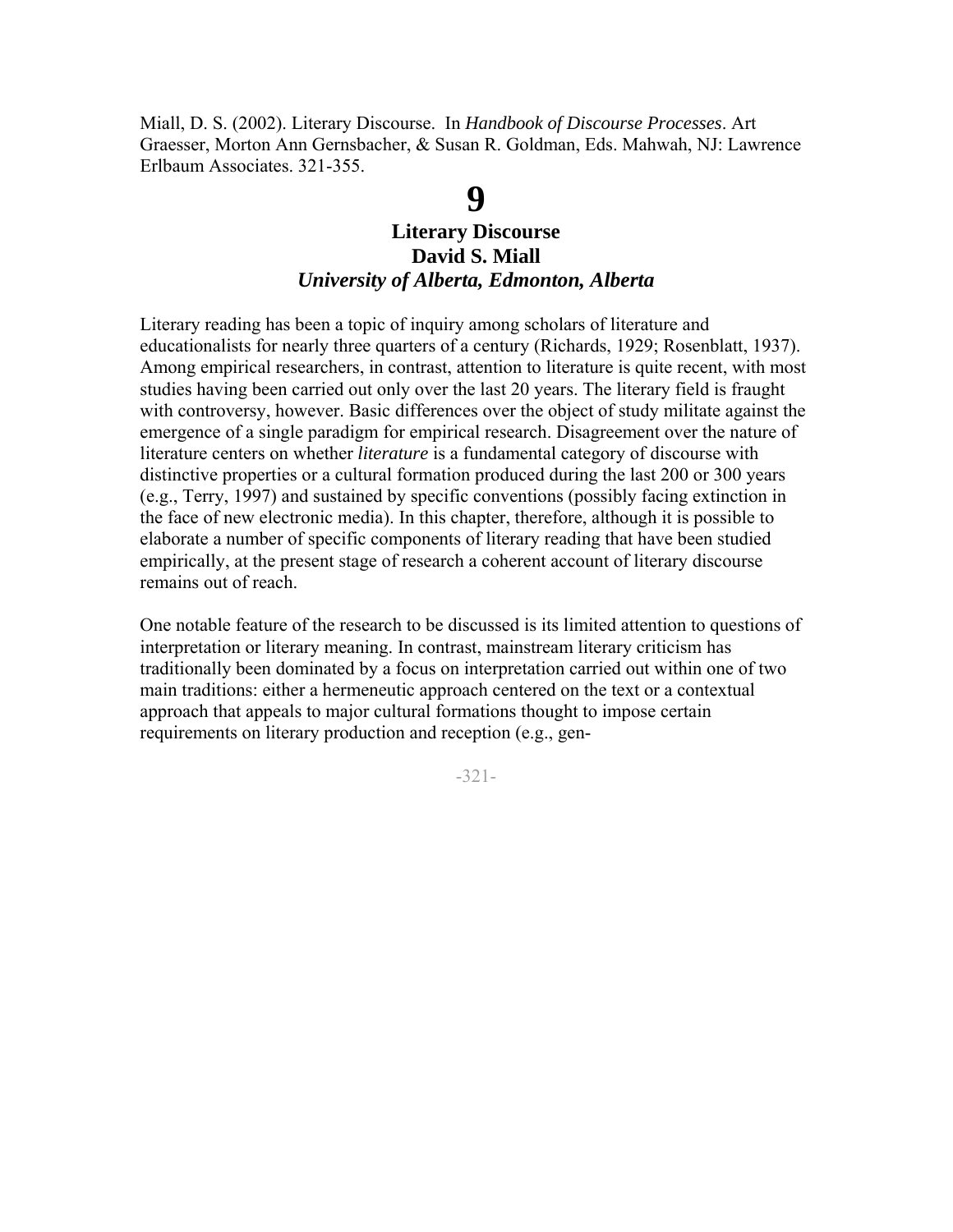Miall, D. S. (2002). Literary Discourse. In *Handbook of Discourse Processes*. Art Graesser, Morton Ann Gernsbacher, & Susan R. Goldman, Eds. Mahwah, NJ: Lawrence Erlbaum Associates. 321-355.

# 9

## Literary Discourse

## David S. Miall

### *University of Alberta, Edmonton, Alberta*

Literary reading has been a topic of inquiry among scholars of literature and educationalists for nearly three quarters of a century (Richards, 1929; Rosenblatt, 1937). Among empirical researchers, in contrast, attention to literature is quite recent, with most studies having been carried out only over the last 20 years. The literary field is fraught with controversy, however. Basic differences over the object of study militate against the emergence of a single paradigm for empirical research. Disagreement over the nature of literature centers on whether *literature* is a fundamental category of discourse with distinctive properties or a cultural formation produced during the last 200 or 300 years (e.g., Terry, 1997) and sustained by specific conventions (possibly facing extinction in the face of new electronic media). In this chapter, therefore, although it is possible to elaborate a number of specific components of literary reading that have been studied empirically, at the present stage of research a coherent account of literary discourse remains out of reach.

One notable feature of the research to be discussed is its limited attention to questions of interpretation or literary meaning. In contrast, mainstream literary criticism has traditionally been dominated by a focus on interpretation carried out within one of two main traditions: either a hermeneutic approach centered on the text or a contextual approach that appeals to major cultural formations thought to impose certain requirements on literary production and reception (e.g., gen-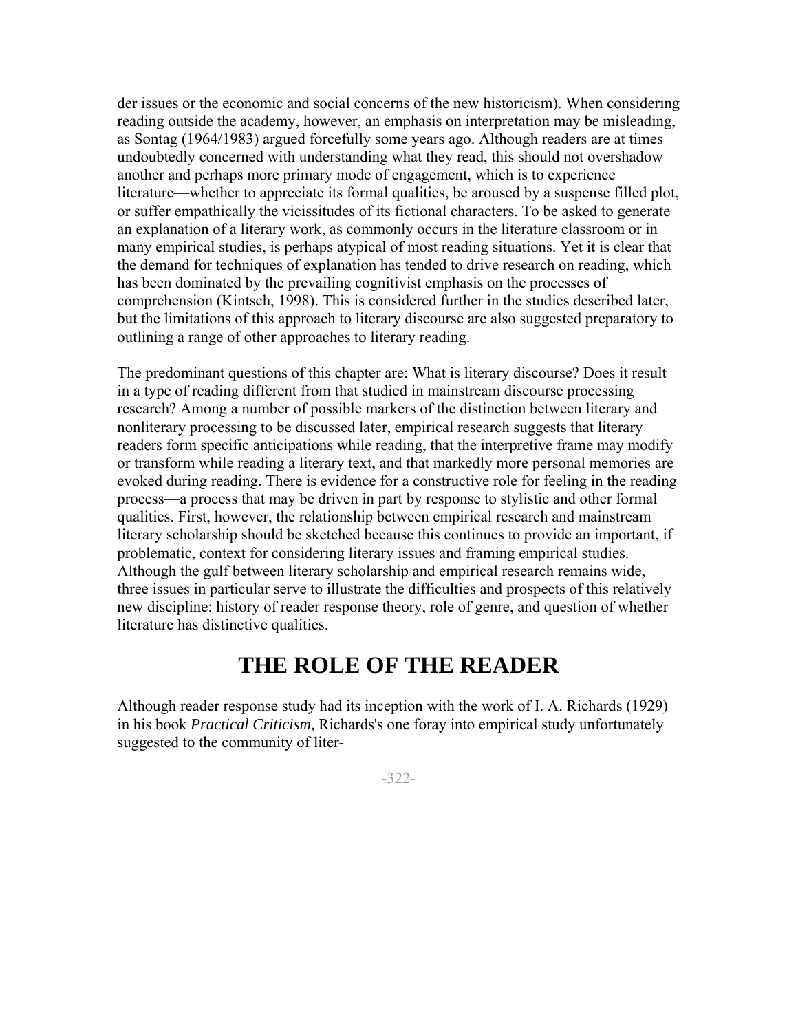der issues or the economic and social concerns of the new historicism). When considering reading outside the academy, however, an emphasis on interpretation may be misleading, as Sontag (1964/1983) argued forcefully some years ago. Although readers are at times undoubtedly concerned with understanding what they read, this should not overshadow another and perhaps more primary mode of engagement, which is to experience literature—whether to appreciate its formal qualities, be aroused by a suspense filled plot, or suffer empathically the vicissitudes of its fictional characters. To be asked to generate an explanation of a literary work, as commonly occurs in the literature classroom or in many empirical studies, is perhaps atypical of most reading situations. Yet it is clear that the demand for techniques of explanation has tended to drive research on reading, which has been dominated by the prevailing cognitivist emphasis on the processes of comprehension (Kintsch, 1998). This is considered further in the studies described later, but the limitations of this approach to literary discourse are also suggested preparatory to outlining a range of other approaches to literary reading.

The predominant questions of this chapter are: What is literary discourse? Does it result in a type of reading different from that studied in mainstream discourse processing research? Among a number of possible markers of the distinction between literary and nonliterary processing to be discussed later, empirical research suggests that literary readers form specific anticipations while reading, that the interpretive frame may modify or transform while reading a literary text, and that markedly more personal memories are evoked during reading. There is evidence for a constructive role for feeling in the reading process—a process that may be driven in part by response to stylistic and other formal qualities. First, however, the relationship between empirical research and mainstream literary scholarship should be sketched because this continues to provide an important, if problematic, context for considering literary issues and framing empirical studies. Although the gulf between literary scholarship and empirical research remains wide, three issues in particular serve to illustrate the difficulties and prospects of this relatively new discipline: history of reader response theory, role of genre, and question of whether literature has distinctive qualities.

## THE ROLE OF THE READER

Although reader response study had its inception with the work of I. A. Richards (1929) in his book *Practical Criticism,* Richards's one foray into empirical study unfortunately suggested to the community of liter-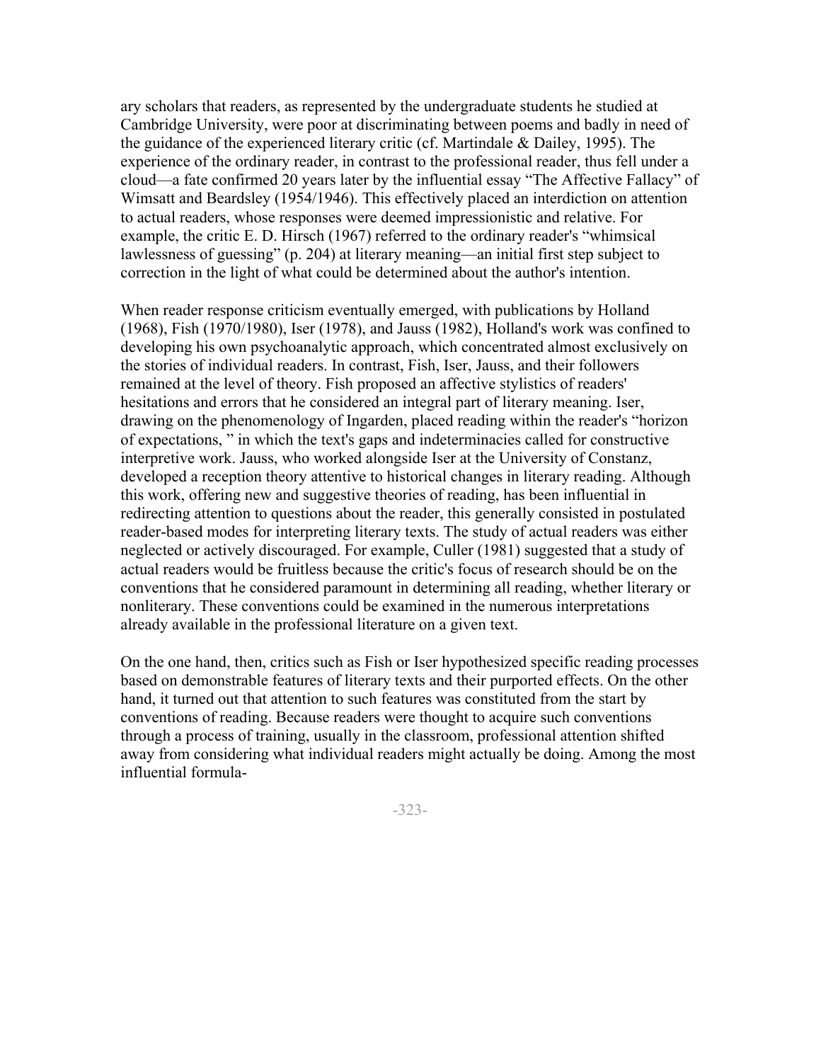ary scholars that readers, as represented by the undergraduate students he studied at Cambridge University, were poor at discriminating between poems and badly in need of the guidance of the experienced literary critic (cf. Martindale & Dailey, 1995). The experience of the ordinary reader, in contrast to the professional reader, thus fell under a cloud—a fate confirmed 20 years later by the influential essay "The Affective Fallacy" of Wimsatt and Beardsley (1954/1946). This effectively placed an interdiction on attention to actual readers, whose responses were deemed impressionistic and relative. For example, the critic E. D. Hirsch (1967) referred to the ordinary reader's "whimsical lawlessness of guessing" (p. 204) at literary meaning—an initial first step subject to correction in the light of what could be determined about the author's intention.

When reader response criticism eventually emerged, with publications by Holland (1968), Fish (1970/1980), Iser (1978), and Jauss (1982), Holland's work was confined to developing his own psychoanalytic approach, which concentrated almost exclusively on the stories of individual readers. In contrast, Fish, Iser, Jauss, and their followers remained at the level of theory. Fish proposed an affective stylistics of readers' hesitations and errors that he considered an integral part of literary meaning. Iser, drawing on the phenomenology of Ingarden, placed reading within the reader's "horizon of expectations, " in which the text's gaps and indeterminacies called for constructive interpretive work. Jauss, who worked alongside Iser at the University of Constanz, developed a reception theory attentive to historical changes in literary reading. Although this work, offering new and suggestive theories of reading, has been influential in redirecting attention to questions about the reader, this generally consisted in postulated reader-based modes for interpreting literary texts. The study of actual readers was either neglected or actively discouraged. For example, Culler (1981) suggested that a study of actual readers would be fruitless because the critic's focus of research should be on the conventions that he considered paramount in determining all reading, whether literary or nonliterary. These conventions could be examined in the numerous interpretations already available in the professional literature on a given text.

On the one hand, then, critics such as Fish or Iser hypothesized specific reading processes based on demonstrable features of literary texts and their purported effects. On the other hand, it turned out that attention to such features was constituted from the start by conventions of reading. Because readers were thought to acquire such conventions through a process of training, usually in the classroom, professional attention shifted away from considering what individual readers might actually be doing. Among the most influential formula-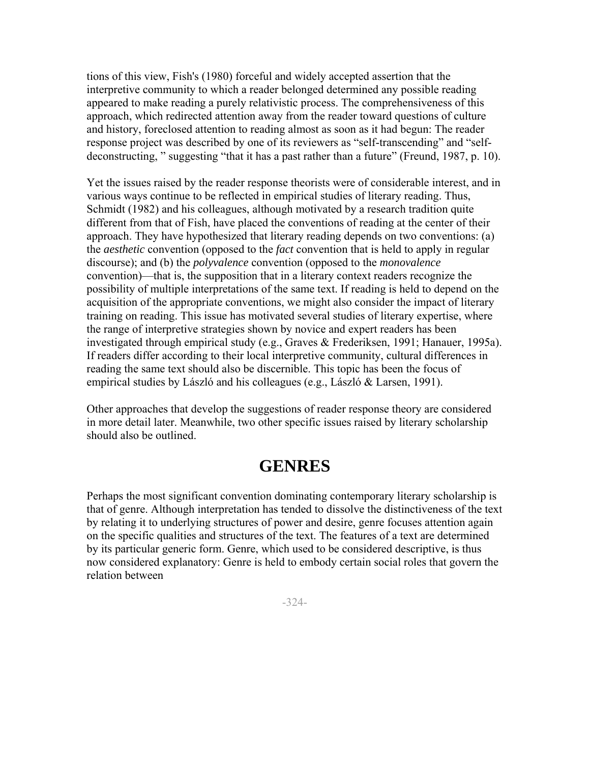tions of this view, Fish's (1980) forceful and widely accepted assertion that the interpretive community to which a reader belonged determined any possible reading appeared to make reading a purely relativistic process. The comprehensiveness of this approach, which redirected attention away from the reader toward questions of culture and history, foreclosed attention to reading almost as soon as it had begun: The reader response project was described by one of its reviewers as "self-transcending" and "self-deconstructing, " suggesting "that it has a past rather than a future" (Freund, 1987, p. 10).

Yet the issues raised by the reader response theorists were of considerable interest, and in various ways continue to be reflected in empirical studies of literary reading. Thus, Schmidt (1982) and his colleagues, although motivated by a research tradition quite different from that of Fish, have placed the conventions of reading at the center of their approach. They have hypothesized that literary reading depends on two conventions: (a) the *aesthetic* convention (opposed to the *fact* convention that is held to apply in regular discourse); and (b) the *polyvalence* convention (opposed to the *monovalence* convention)—that is, the supposition that in a literary context readers recognize the possibility of multiple interpretations of the same text. If reading is held to depend on the acquisition of the appropriate conventions, we might also consider the impact of literary training on reading. This issue has motivated several studies of literary expertise, where the range of interpretive strategies shown by novice and expert readers has been investigated through empirical study (e.g., Graves & Frederiksen, 1991; Hanauer, 1995a). If readers differ according to their local interpretive community, cultural differences in reading the same text should also be discernible. This topic has been the focus of empirical studies by László and his colleagues (e.g., László & Larsen, 1991).

Other approaches that develop the suggestions of reader response theory are considered in more detail later. Meanwhile, two other specific issues raised by literary scholarship should also be outlined.

## GENRES

Perhaps the most significant convention dominating contemporary literary scholarship is that of genre. Although interpretation has tended to dissolve the distinctiveness of the text by relating it to underlying structures of power and desire, genre focuses attention again on the specific qualities and structures of the text. The features of a text are determined by its particular generic form. Genre, which used to be considered descriptive, is thus now considered explanatory: Genre is held to embody certain social roles that govern the relation between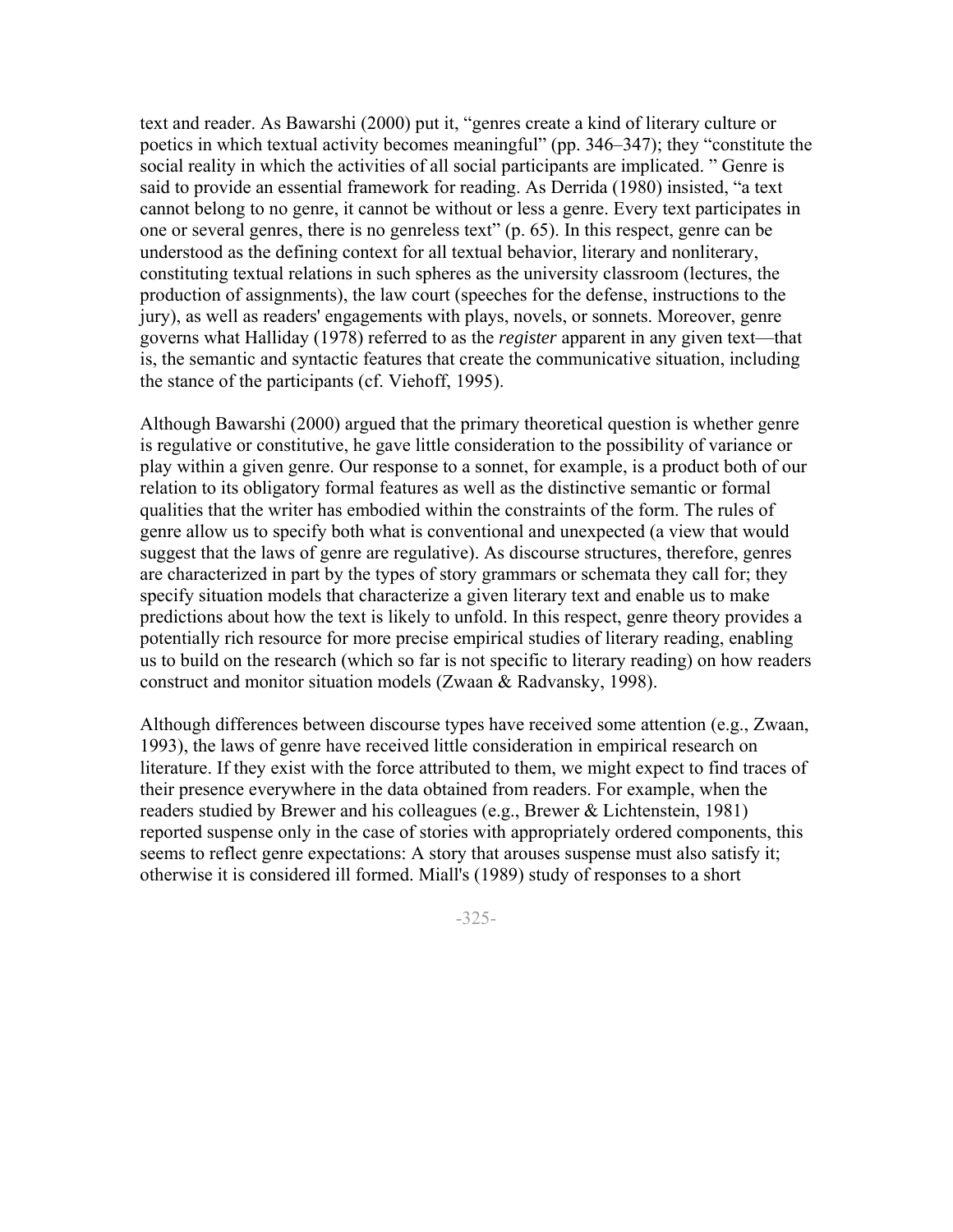text and reader. As Bawarshi (2000) put it, “genres create a kind of literary culture or poetics in which textual activity becomes meaningful” (pp. 346–347); they “constitute the social reality in which the activities of all social participants are implicated. ” Genre is said to provide an essential framework for reading. As Derrida (1980) insisted, “a text cannot belong to no genre, it cannot be without or less a genre. Every text participates in one or several genres, there is no genreless text” (p. 65). In this respect, genre can be understood as the defining context for all textual behavior, literary and nonliterary, constituting textual relations in such spheres as the university classroom (lectures, the production of assignments), the law court (speeches for the defense, instructions to the jury), as well as readers' engagements with plays, novels, or sonnets. Moreover, genre governs what Halliday (1978) referred to as the *register* apparent in any given text—that is, the semantic and syntactic features that create the communicative situation, including the stance of the participants (cf. Viehoff, 1995).

Although Bawarshi (2000) argued that the primary theoretical question is whether genre is regulative or constitutive, he gave little consideration to the possibility of variance or play within a given genre. Our response to a sonnet, for example, is a product both of our relation to its obligatory formal features as well as the distinctive semantic or formal qualities that the writer has embodied within the constraints of the form. The rules of genre allow us to specify both what is conventional and unexpected (a view that would suggest that the laws of genre are regulative). As discourse structures, therefore, genres are characterized in part by the types of story grammars or schemata they call for; they specify situation models that characterize a given literary text and enable us to make predictions about how the text is likely to unfold. In this respect, genre theory provides a potentially rich resource for more precise empirical studies of literary reading, enabling us to build on the research (which so far is not specific to literary reading) on how readers construct and monitor situation models (Zwaan & Radvansky, 1998).

Although differences between discourse types have received some attention (e.g., Zwaan, 1993), the laws of genre have received little consideration in empirical research on literature. If they exist with the force attributed to them, we might expect to find traces of their presence everywhere in the data obtained from readers. For example, when the readers studied by Brewer and his colleagues (e.g., Brewer & Lichtenstein, 1981) reported suspense only in the case of stories with appropriately ordered components, this seems to reflect genre expectations: A story that arouses suspense must also satisfy it; otherwise it is considered ill formed. Miall's (1989) study of responses to a short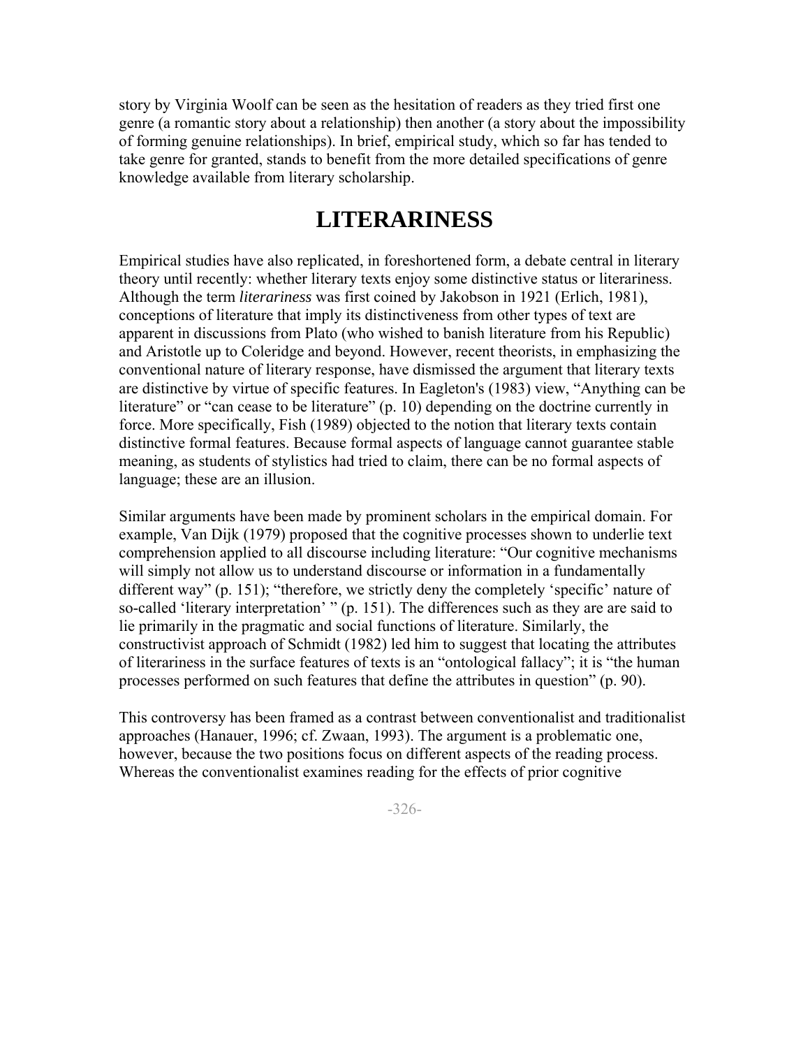story by Virginia Woolf can be seen as the hesitation of readers as they tried first one genre (a romantic story about a relationship) then another (a story about the impossibility of forming genuine relationships). In brief, empirical study, which so far has tended to take genre for granted, stands to benefit from the more detailed specifications of genre knowledge available from literary scholarship.

# LITERARINESS

Empirical studies have also replicated, in foreshortened form, a debate central in literary theory until recently: whether literary texts enjoy some distinctive status or literariness. Although the term *literariness* was first coined by Jakobson in 1921 (Erlich, 1981), conceptions of literature that imply its distinctiveness from other types of text are apparent in discussions from Plato (who wished to banish literature from his Republic) and Aristotle up to Coleridge and beyond. However, recent theorists, in emphasizing the conventional nature of literary response, have dismissed the argument that literary texts are distinctive by virtue of specific features. In Eagleton's (1983) view, "Anything can be literature" or "can cease to be literature" (p. 10) depending on the doctrine currently in force. More specifically, Fish (1989) objected to the notion that literary texts contain distinctive formal features. Because formal aspects of language cannot guarantee stable meaning, as students of stylistics had tried to claim, there can be no formal aspects of language; these are an illusion.

Similar arguments have been made by prominent scholars in the empirical domain. For example, Van Dijk (1979) proposed that the cognitive processes shown to underlie text comprehension applied to all discourse including literature: "Our cognitive mechanisms will simply not allow us to understand discourse or information in a fundamentally different way" (p. 151); "therefore, we strictly deny the completely 'specific' nature of so-called 'literary interpretation' " (p. 151). The differences such as they are are said to lie primarily in the pragmatic and social functions of literature. Similarly, the constructivist approach of Schmidt (1982) led him to suggest that locating the attributes of literariness in the surface features of texts is an "ontological fallacy"; it is "the human processes performed on such features that define the attributes in question" (p. 90).

This controversy has been framed as a contrast between conventionalist and traditionalist approaches (Hanauer, 1996; cf. Zwaan, 1993). The argument is a problematic one, however, because the two positions focus on different aspects of the reading process. Whereas the conventionalist examines reading for the effects of prior cognitive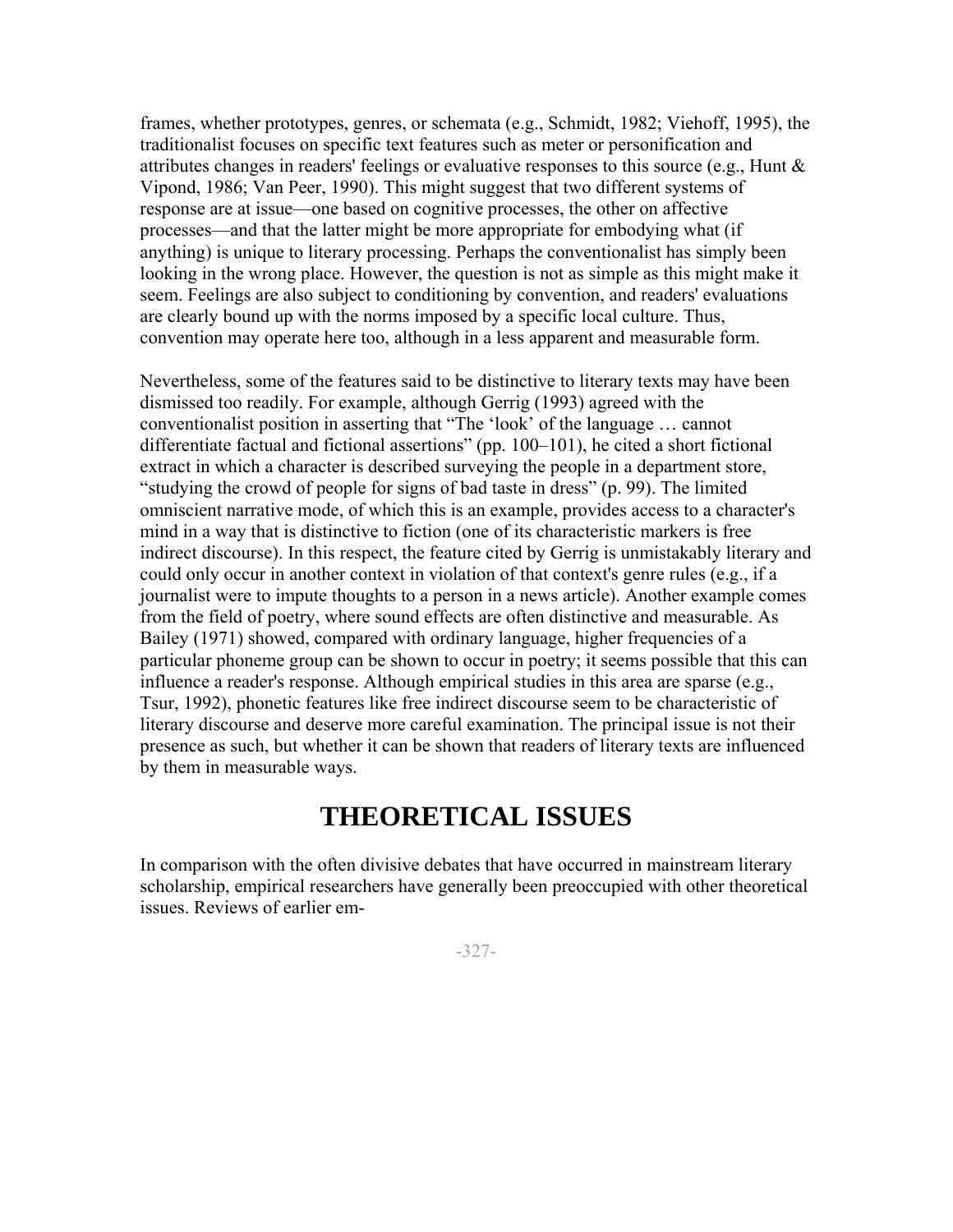frames, whether prototypes, genres, or schemata (e.g., Schmidt, 1982; Viehoff, 1995), the traditionalist focuses on specific text features such as meter or personification and attributes changes in readers' feelings or evaluative responses to this source (e.g., Hunt & Vipond, 1986; Van Peer, 1990). This might suggest that two different systems of response are at issue—one based on cognitive processes, the other on affective processes—and that the latter might be more appropriate for embodying what (if anything) is unique to literary processing. Perhaps the conventionalist has simply been looking in the wrong place. However, the question is not as simple as this might make it seem. Feelings are also subject to conditioning by convention, and readers' evaluations are clearly bound up with the norms imposed by a specific local culture. Thus, convention may operate here too, although in a less apparent and measurable form.

Nevertheless, some of the features said to be distinctive to literary texts may have been dismissed too readily. For example, although Gerrig (1993) agreed with the conventionalist position in asserting that "The 'look' of the language … cannot differentiate factual and fictional assertions" (pp. 100–101), he cited a short fictional extract in which a character is described surveying the people in a department store, "studying the crowd of people for signs of bad taste in dress" (p. 99). The limited omniscient narrative mode, of which this is an example, provides access to a character's mind in a way that is distinctive to fiction (one of its characteristic markers is free indirect discourse). In this respect, the feature cited by Gerrig is unmistakably literary and could only occur in another context in violation of that context's genre rules (e.g., if a journalist were to impute thoughts to a person in a news article). Another example comes from the field of poetry, where sound effects are often distinctive and measurable. As Bailey (1971) showed, compared with ordinary language, higher frequencies of a particular phoneme group can be shown to occur in poetry; it seems possible that this can influence a reader's response. Although empirical studies in this area are sparse (e.g., Tsur, 1992), phonetic features like free indirect discourse seem to be characteristic of literary discourse and deserve more careful examination. The principal issue is not their presence as such, but whether it can be shown that readers of literary texts are influenced by them in measurable ways.

# THEORETICAL ISSUES

In comparison with the often divisive debates that have occurred in mainstream literary scholarship, empirical researchers have generally been preoccupied with other theoretical issues. Reviews of earlier em-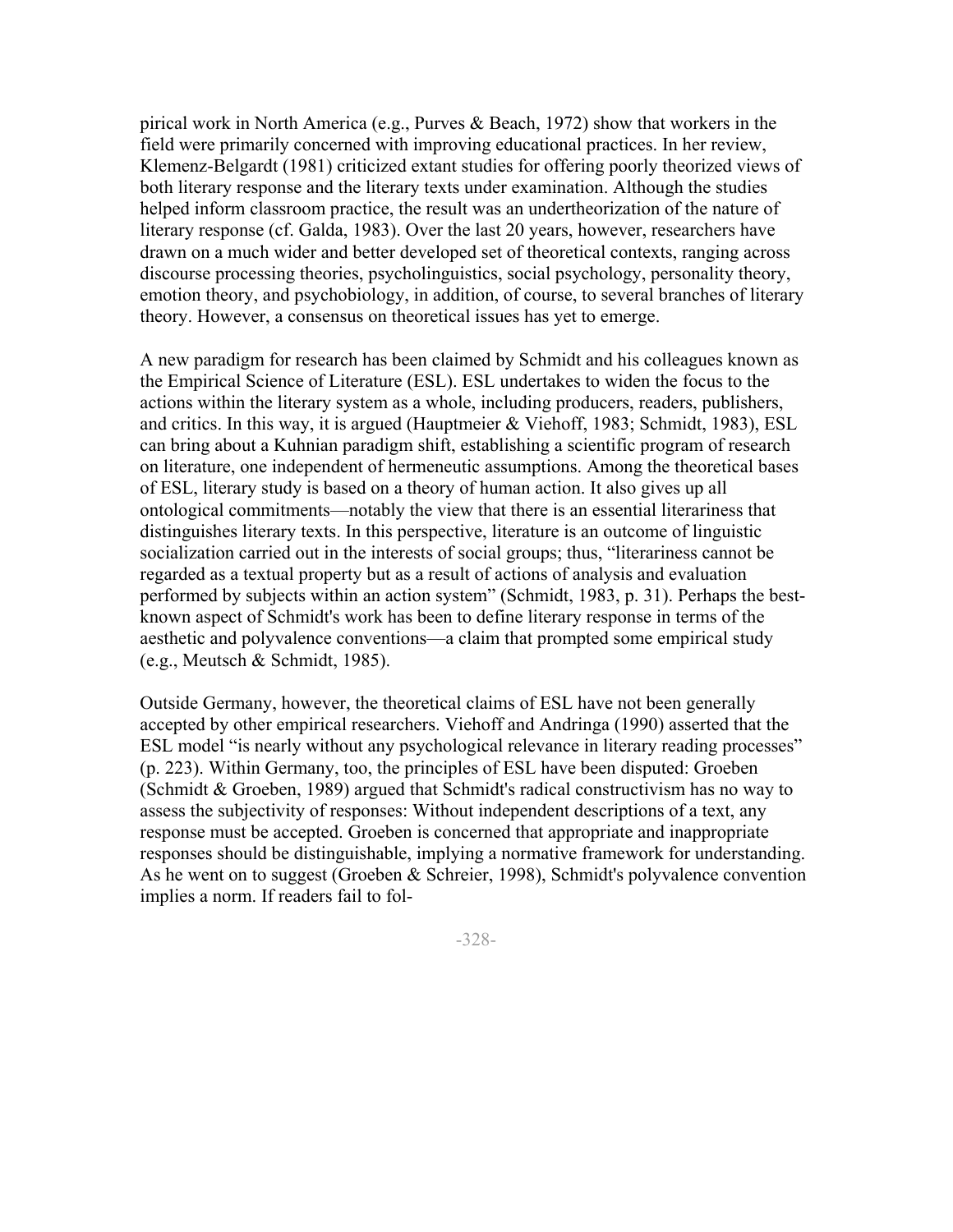pirical work in North America (e.g., Purves & Beach, 1972) show that workers in the field were primarily concerned with improving educational practices. In her review, Klemenz-Belgardt (1981) criticized extant studies for offering poorly theorized views of both literary response and the literary texts under examination. Although the studies helped inform classroom practice, the result was an undertheorization of the nature of literary response (cf. Galda, 1983). Over the last 20 years, however, researchers have drawn on a much wider and better developed set of theoretical contexts, ranging across discourse processing theories, psycholinguistics, social psychology, personality theory, emotion theory, and psychobiology, in addition, of course, to several branches of literary theory. However, a consensus on theoretical issues has yet to emerge.

A new paradigm for research has been claimed by Schmidt and his colleagues known as the Empirical Science of Literature (ESL). ESL undertakes to widen the focus to the actions within the literary system as a whole, including producers, readers, publishers, and critics. In this way, it is argued (Hauptmeier & Viehoff, 1983; Schmidt, 1983), ESL can bring about a Kuhnian paradigm shift, establishing a scientific program of research on literature, one independent of hermeneutic assumptions. Among the theoretical bases of ESL, literary study is based on a theory of human action. It also gives up all ontological commitments—notably the view that there is an essential literariness that distinguishes literary texts. In this perspective, literature is an outcome of linguistic socialization carried out in the interests of social groups; thus, "literariness cannot be regarded as a textual property but as a result of actions of analysis and evaluation performed by subjects within an action system" (Schmidt, 1983, p. 31). Perhaps the best-known aspect of Schmidt's work has been to define literary response in terms of the aesthetic and polyvalence conventions—a claim that prompted some empirical study (e.g., Meutsch & Schmidt, 1985).

Outside Germany, however, the theoretical claims of ESL have not been generally accepted by other empirical researchers. Viehoff and Andringa (1990) asserted that the ESL model "is nearly without any psychological relevance in literary reading processes" (p. 223). Within Germany, too, the principles of ESL have been disputed: Groeben (Schmidt & Groeben, 1989) argued that Schmidt's radical constructivism has no way to assess the subjectivity of responses: Without independent descriptions of a text, any response must be accepted. Groeben is concerned that appropriate and inappropriate responses should be distinguishable, implying a normative framework for understanding. As he went on to suggest (Groeben & Schreier, 1998), Schmidt's polyvalence convention implies a norm. If readers fail to fol-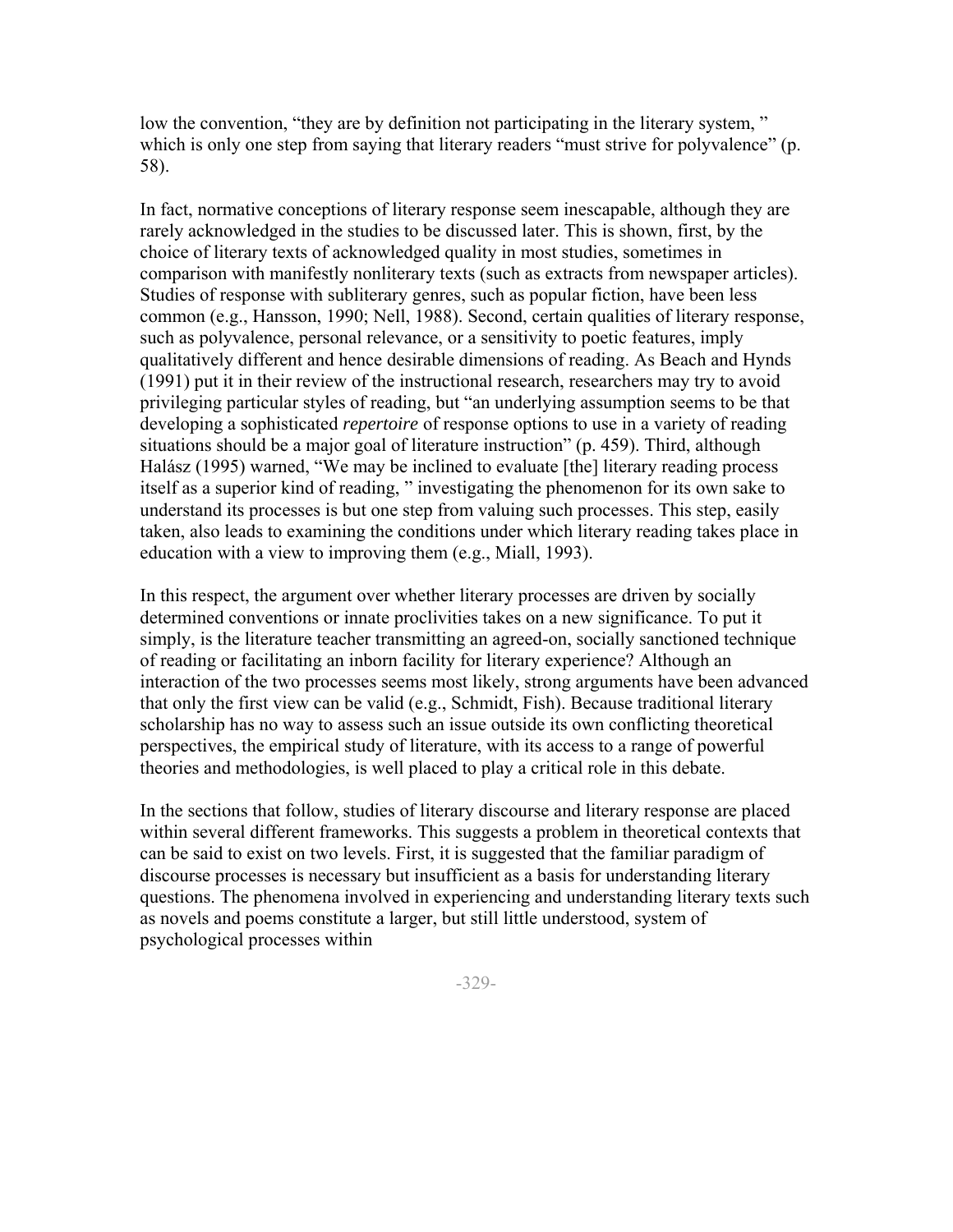low the convention, "they are by definition not participating in the literary system, " which is only one step from saying that literary readers "must strive for polyvalence" (p. 58).

In fact, normative conceptions of literary response seem inescapable, although they are rarely acknowledged in the studies to be discussed later. This is shown, first, by the choice of literary texts of acknowledged quality in most studies, sometimes in comparison with manifestly nonliterary texts (such as extracts from newspaper articles). Studies of response with subliterary genres, such as popular fiction, have been less common (e.g., Hansson, 1990; Nell, 1988). Second, certain qualities of literary response, such as polyvalence, personal relevance, or a sensitivity to poetic features, imply qualitatively different and hence desirable dimensions of reading. As Beach and Hynds (1991) put it in their review of the instructional research, researchers may try to avoid privileging particular styles of reading, but "an underlying assumption seems to be that developing a sophisticated *repertoire* of response options to use in a variety of reading situations should be a major goal of literature instruction" (p. 459). Third, although Halász (1995) warned, "We may be inclined to evaluate [the] literary reading process itself as a superior kind of reading, " investigating the phenomenon for its own sake to understand its processes is but one step from valuing such processes. This step, easily taken, also leads to examining the conditions under which literary reading takes place in education with a view to improving them (e.g., Miall, 1993).

In this respect, the argument over whether literary processes are driven by socially determined conventions or innate proclivities takes on a new significance. To put it simply, is the literature teacher transmitting an agreed-on, socially sanctioned technique of reading or facilitating an inborn facility for literary experience? Although an interaction of the two processes seems most likely, strong arguments have been advanced that only the first view can be valid (e.g., Schmidt, Fish). Because traditional literary scholarship has no way to assess such an issue outside its own conflicting theoretical perspectives, the empirical study of literature, with its access to a range of powerful theories and methodologies, is well placed to play a critical role in this debate.

In the sections that follow, studies of literary discourse and literary response are placed within several different frameworks. This suggests a problem in theoretical contexts that can be said to exist on two levels. First, it is suggested that the familiar paradigm of discourse processes is necessary but insufficient as a basis for understanding literary questions. The phenomena involved in experiencing and understanding literary texts such as novels and poems constitute a larger, but still little understood, system of psychological processes within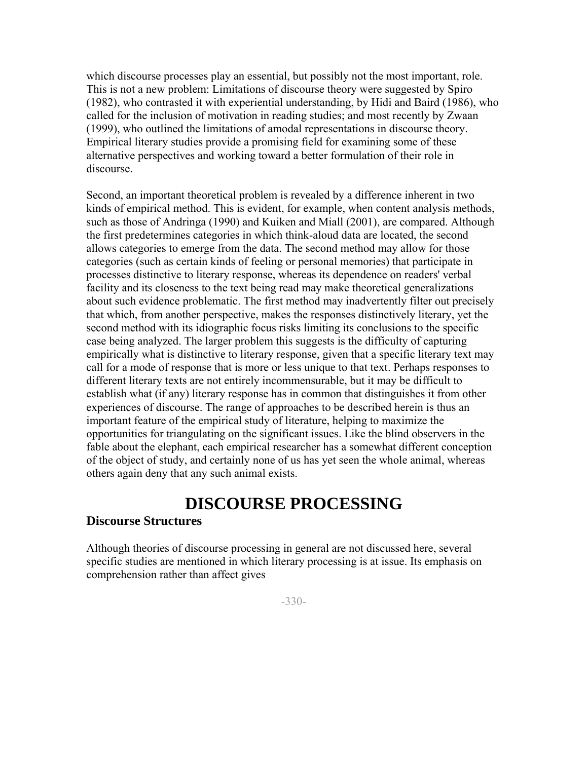which discourse processes play an essential, but possibly not the most important, role. This is not a new problem: Limitations of discourse theory were suggested by Spiro (1982), who contrasted it with experiential understanding, by Hidi and Baird (1986), who called for the inclusion of motivation in reading studies; and most recently by Zwaan (1999), who outlined the limitations of amodal representations in discourse theory. Empirical literary studies provide a promising field for examining some of these alternative perspectives and working toward a better formulation of their role in discourse.

Second, an important theoretical problem is revealed by a difference inherent in two kinds of empirical method. This is evident, for example, when content analysis methods, such as those of Andringa (1990) and Kuiken and Miall (2001), are compared. Although the first predetermines categories in which think-aloud data are located, the second allows categories to emerge from the data. The second method may allow for those categories (such as certain kinds of feeling or personal memories) that participate in processes distinctive to literary response, whereas its dependence on readers' verbal facility and its closeness to the text being read may make theoretical generalizations about such evidence problematic. The first method may inadvertently filter out precisely that which, from another perspective, makes the responses distinctively literary, yet the second method with its idiographic focus risks limiting its conclusions to the specific case being analyzed. The larger problem this suggests is the difficulty of capturing empirically what is distinctive to literary response, given that a specific literary text may call for a mode of response that is more or less unique to that text. Perhaps responses to different literary texts are not entirely incommensurable, but it may be difficult to establish what (if any) literary response has in common that distinguishes it from other experiences of discourse. The range of approaches to be described herein is thus an important feature of the empirical study of literature, helping to maximize the opportunities for triangulating on the significant issues. Like the blind observers in the fable about the elephant, each empirical researcher has a somewhat different conception of the object of study, and certainly none of us has yet seen the whole animal, whereas others again deny that any such animal exists.

# DISCOURSE PROCESSING

## Discourse Structures

Although theories of discourse processing in general are not discussed here, several specific studies are mentioned in which literary processing is at issue. Its emphasis on comprehension rather than affect gives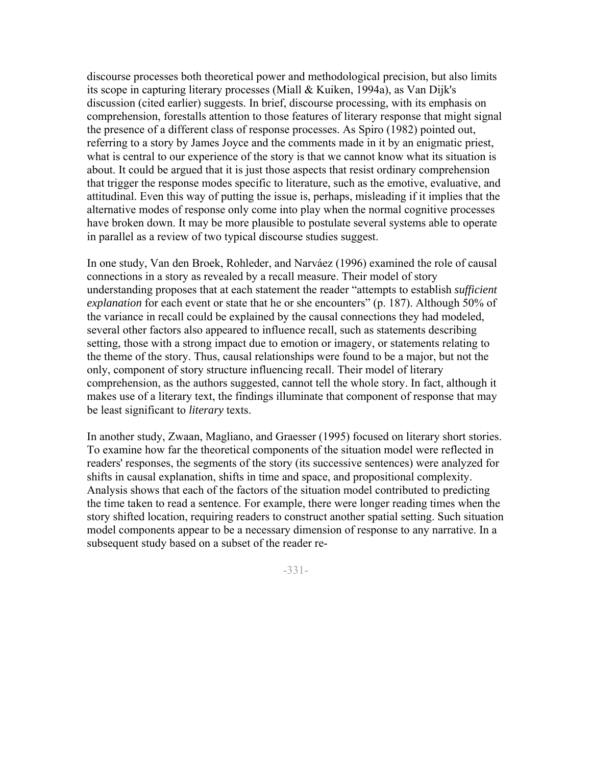discourse processes both theoretical power and methodological precision, but also limits its scope in capturing literary processes (Miall & Kuiken, 1994a), as Van Dijk's discussion (cited earlier) suggests. In brief, discourse processing, with its emphasis on comprehension, forestalls attention to those features of literary response that might signal the presence of a different class of response processes. As Spiro (1982) pointed out, referring to a story by James Joyce and the comments made in it by an enigmatic priest, what is central to our experience of the story is that we cannot know what its situation is about. It could be argued that it is just those aspects that resist ordinary comprehension that trigger the response modes specific to literature, such as the emotive, evaluative, and attitudinal. Even this way of putting the issue is, perhaps, misleading if it implies that the alternative modes of response only come into play when the normal cognitive processes have broken down. It may be more plausible to postulate several systems able to operate in parallel as a review of two typical discourse studies suggest.

In one study, Van den Broek, Rohleder, and Narváez (1996) examined the role of causal connections in a story as revealed by a recall measure. Their model of story understanding proposes that at each statement the reader "attempts to establish *sufficient explanation* for each event or state that he or she encounters" (p. 187). Although 50% of the variance in recall could be explained by the causal connections they had modeled, several other factors also appeared to influence recall, such as statements describing setting, those with a strong impact due to emotion or imagery, or statements relating to the theme of the story. Thus, causal relationships were found to be a major, but not the only, component of story structure influencing recall. Their model of literary comprehension, as the authors suggested, cannot tell the whole story. In fact, although it makes use of a literary text, the findings illuminate that component of response that may be least significant to *literary* texts.

In another study, Zwaan, Magliano, and Graesser (1995) focused on literary short stories. To examine how far the theoretical components of the situation model were reflected in readers' responses, the segments of the story (its successive sentences) were analyzed for shifts in causal explanation, shifts in time and space, and propositional complexity. Analysis shows that each of the factors of the situation model contributed to predicting the time taken to read a sentence. For example, there were longer reading times when the story shifted location, requiring readers to construct another spatial setting. Such situation model components appear to be a necessary dimension of response to any narrative. In a subsequent study based on a subset of the reader re-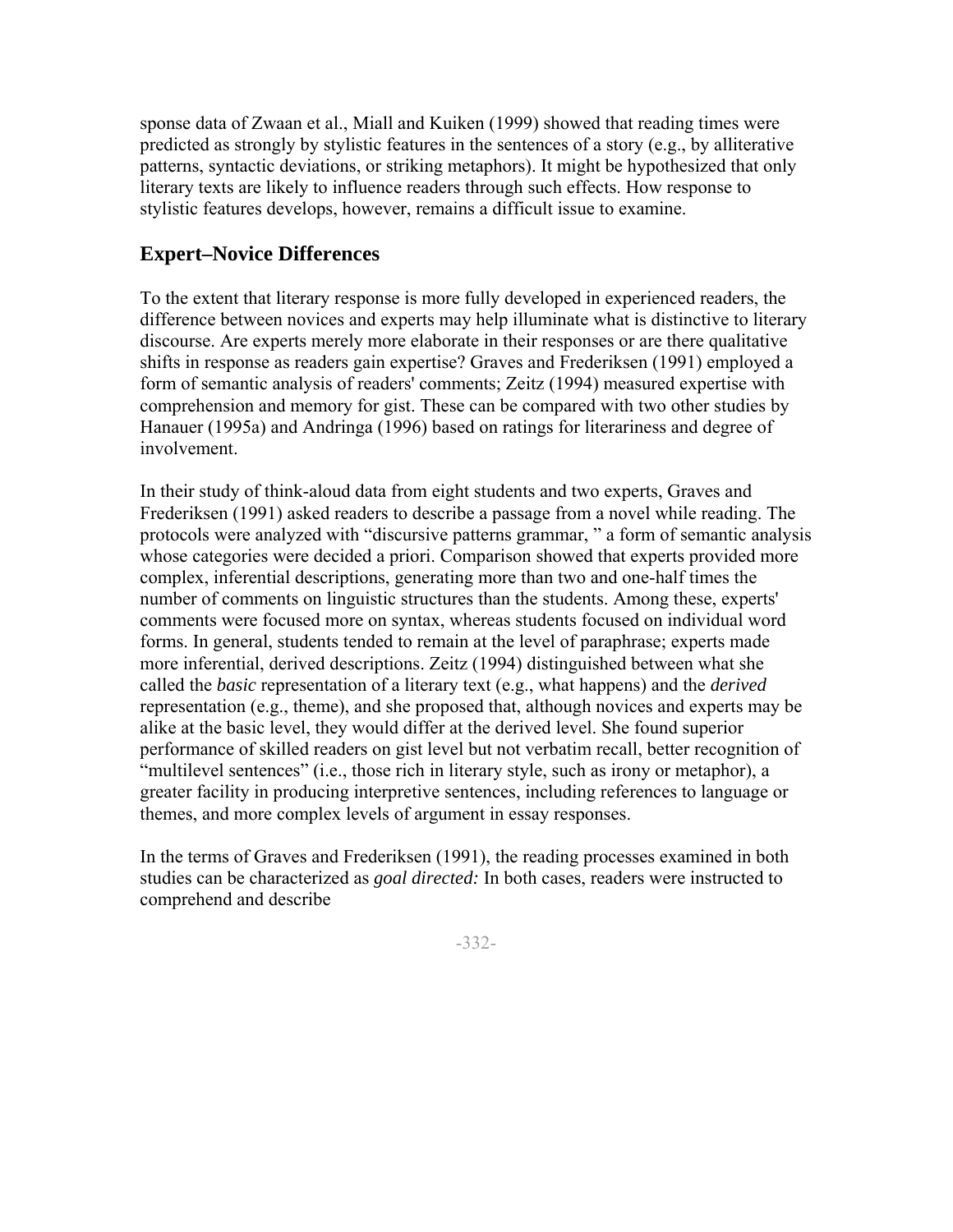sponse data of Zwaan et al., Miall and Kuiken (1999) showed that reading times were predicted as strongly by stylistic features in the sentences of a story (e.g., by alliterative patterns, syntactic deviations, or striking metaphors). It might be hypothesized that only literary texts are likely to influence readers through such effects. How response to stylistic features develops, however, remains a difficult issue to examine.

## Expert–Novice Differences

To the extent that literary response is more fully developed in experienced readers, the difference between novices and experts may help illuminate what is distinctive to literary discourse. Are experts merely more elaborate in their responses or are there qualitative shifts in response as readers gain expertise? Graves and Frederiksen (1991) employed a form of semantic analysis of readers' comments; Zeitz (1994) measured expertise with comprehension and memory for gist. These can be compared with two other studies by Hanauer (1995a) and Andringa (1996) based on ratings for literariness and degree of involvement.

In their study of think-aloud data from eight students and two experts, Graves and Frederiksen (1991) asked readers to describe a passage from a novel while reading. The protocols were analyzed with "discursive patterns grammar, " a form of semantic analysis whose categories were decided a priori. Comparison showed that experts provided more complex, inferential descriptions, generating more than two and one-half times the number of comments on linguistic structures than the students. Among these, experts' comments were focused more on syntax, whereas students focused on individual word forms. In general, students tended to remain at the level of paraphrase; experts made more inferential, derived descriptions. Zeitz (1994) distinguished between what she called the *basic* representation of a literary text (e.g., what happens) and the *derived* representation (e.g., theme), and she proposed that, although novices and experts may be alike at the basic level, they would differ at the derived level. She found superior performance of skilled readers on gist level but not verbatim recall, better recognition of "multilevel sentences" (i.e., those rich in literary style, such as irony or metaphor), a greater facility in producing interpretive sentences, including references to language or themes, and more complex levels of argument in essay responses.

In the terms of Graves and Frederiksen (1991), the reading processes examined in both studies can be characterized as *goal directed:* In both cases, readers were instructed to comprehend and describe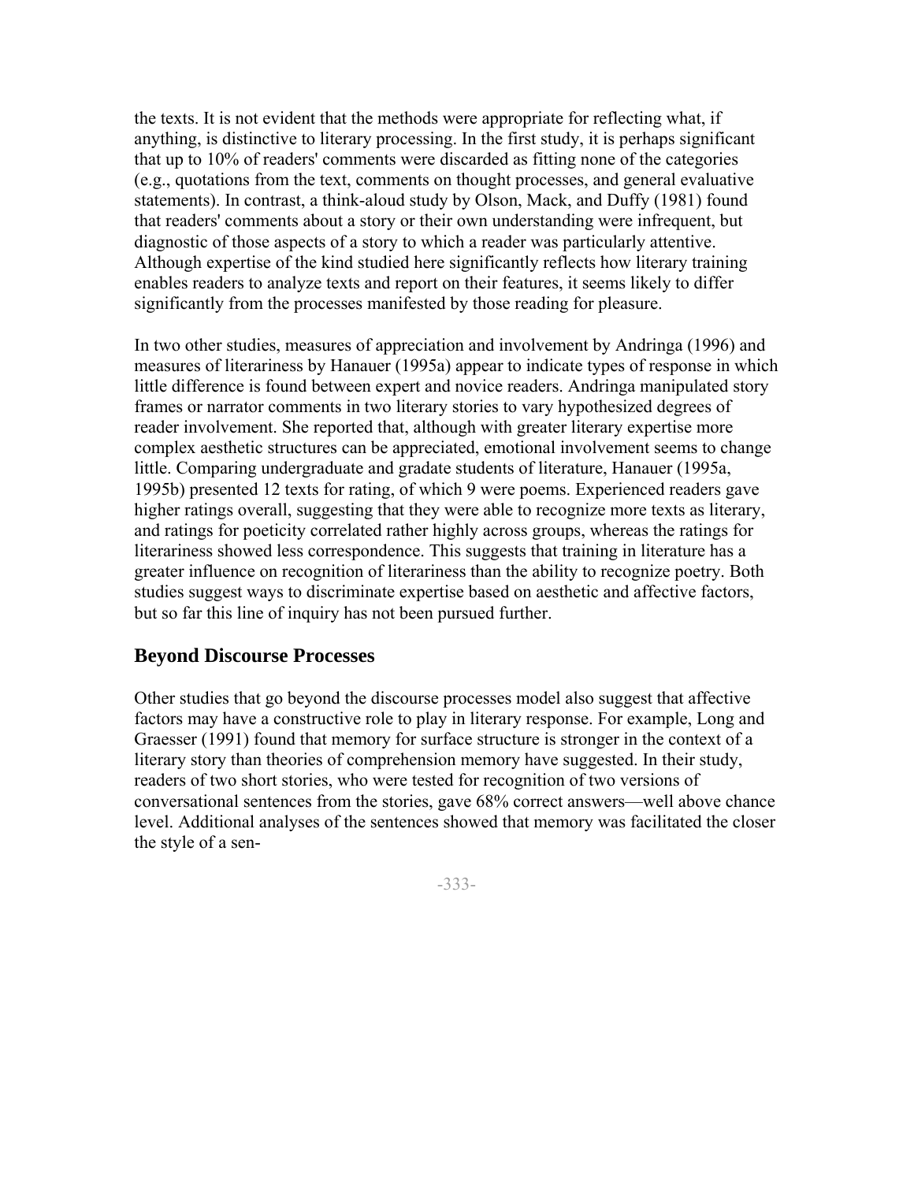the texts. It is not evident that the methods were appropriate for reflecting what, if anything, is distinctive to literary processing. In the first study, it is perhaps significant that up to 10% of readers' comments were discarded as fitting none of the categories (e.g., quotations from the text, comments on thought processes, and general evaluative statements). In contrast, a think-aloud study by Olson, Mack, and Duffy (1981) found that readers' comments about a story or their own understanding were infrequent, but diagnostic of those aspects of a story to which a reader was particularly attentive. Although expertise of the kind studied here significantly reflects how literary training enables readers to analyze texts and report on their features, it seems likely to differ significantly from the processes manifested by those reading for pleasure.

In two other studies, measures of appreciation and involvement by Andringa (1996) and measures of literariness by Hanauer (1995a) appear to indicate types of response in which little difference is found between expert and novice readers. Andringa manipulated story frames or narrator comments in two literary stories to vary hypothesized degrees of reader involvement. She reported that, although with greater literary expertise more complex aesthetic structures can be appreciated, emotional involvement seems to change little. Comparing undergraduate and gradate students of literature, Hanauer (1995a, 1995b) presented 12 texts for rating, of which 9 were poems. Experienced readers gave higher ratings overall, suggesting that they were able to recognize more texts as literary, and ratings for poeticity correlated rather highly across groups, whereas the ratings for literariness showed less correspondence. This suggests that training in literature has a greater influence on recognition of literariness than the ability to recognize poetry. Both studies suggest ways to discriminate expertise based on aesthetic and affective factors, but so far this line of inquiry has not been pursued further.

## Beyond Discourse Processes

Other studies that go beyond the discourse processes model also suggest that affective factors may have a constructive role to play in literary response. For example, Long and Graesser (1991) found that memory for surface structure is stronger in the context of a literary story than theories of comprehension memory have suggested. In their study, readers of two short stories, who were tested for recognition of two versions of conversational sentences from the stories, gave 68% correct answers—well above chance level. Additional analyses of the sentences showed that memory was facilitated the closer the style of a sen-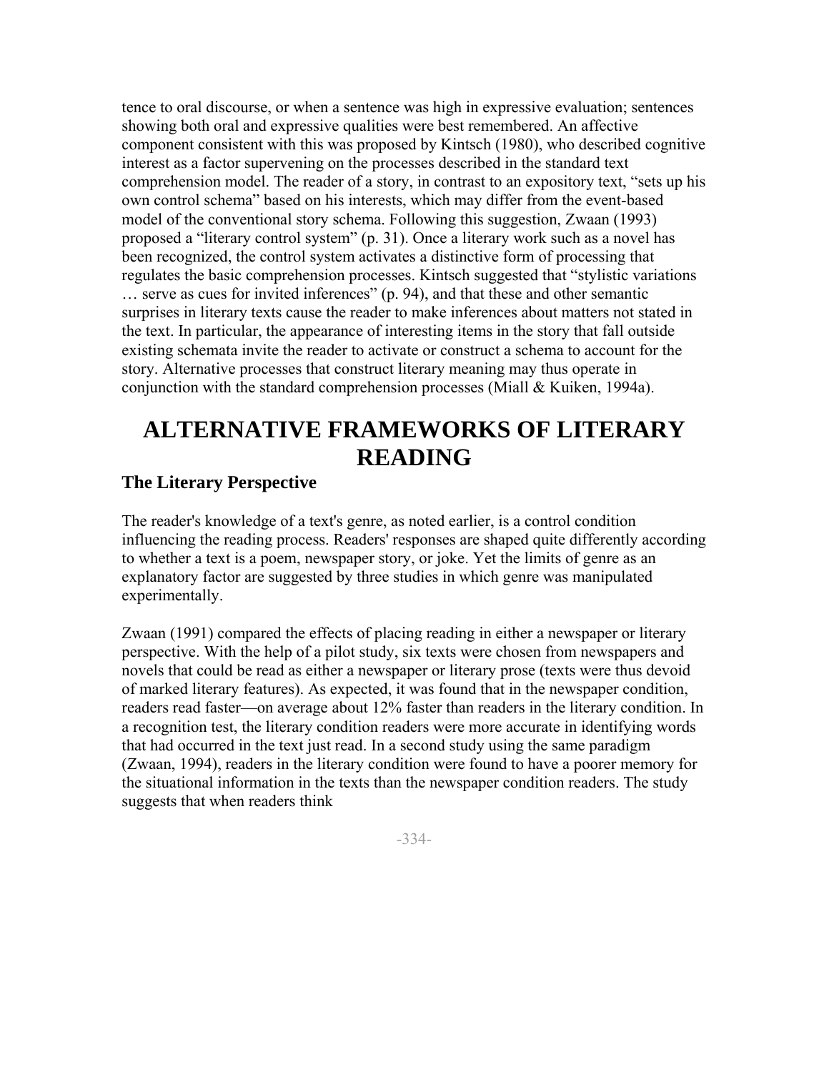tence to oral discourse, or when a sentence was high in expressive evaluation; sentences showing both oral and expressive qualities were best remembered. An affective component consistent with this was proposed by Kintsch (1980), who described cognitive interest as a factor supervening on the processes described in the standard text comprehension model. The reader of a story, in contrast to an expository text, "sets up his own control schema" based on his interests, which may differ from the event-based model of the conventional story schema. Following this suggestion, Zwaan (1993) proposed a "literary control system" (p. 31). Once a literary work such as a novel has been recognized, the control system activates a distinctive form of processing that regulates the basic comprehension processes. Kintsch suggested that "stylistic variations … serve as cues for invited inferences" (p. 94), and that these and other semantic surprises in literary texts cause the reader to make inferences about matters not stated in the text. In particular, the appearance of interesting items in the story that fall outside existing schemata invite the reader to activate or construct a schema to account for the story. Alternative processes that construct literary meaning may thus operate in conjunction with the standard comprehension processes (Miall & Kuiken, 1994a).

# ALTERNATIVE FRAMEWORKS OF LITERARY READING

## The Literary Perspective

The reader's knowledge of a text's genre, as noted earlier, is a control condition influencing the reading process. Readers' responses are shaped quite differently according to whether a text is a poem, newspaper story, or joke. Yet the limits of genre as an explanatory factor are suggested by three studies in which genre was manipulated experimentally.

Zwaan (1991) compared the effects of placing reading in either a newspaper or literary perspective. With the help of a pilot study, six texts were chosen from newspapers and novels that could be read as either a newspaper or literary prose (texts were thus devoid of marked literary features). As expected, it was found that in the newspaper condition, readers read faster—on average about 12% faster than readers in the literary condition. In a recognition test, the literary condition readers were more accurate in identifying words that had occurred in the text just read. In a second study using the same paradigm (Zwaan, 1994), readers in the literary condition were found to have a poorer memory for the situational information in the texts than the newspaper condition readers. The study suggests that when readers think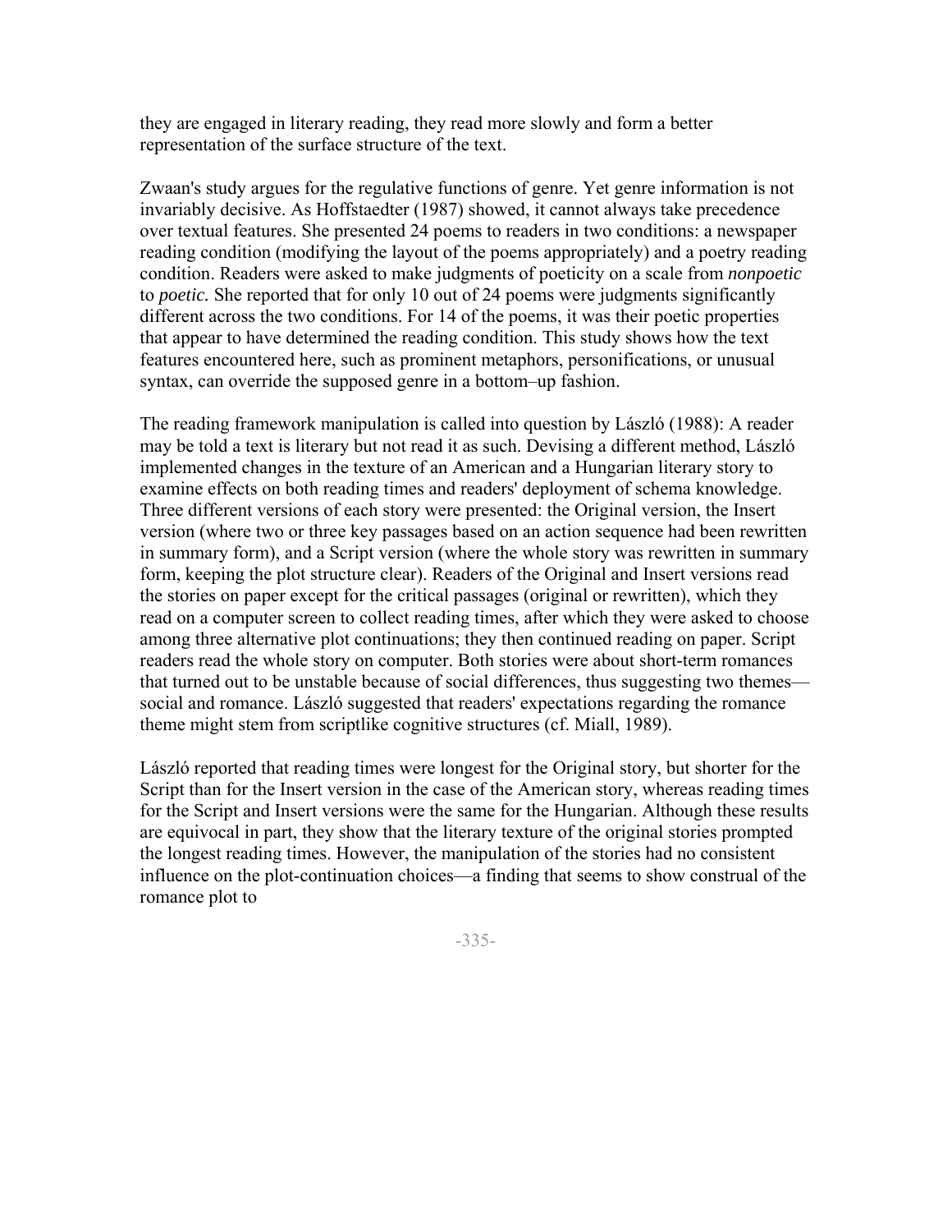they are engaged in literary reading, they read more slowly and form a better representation of the surface structure of the text.

Zwaan's study argues for the regulative functions of genre. Yet genre information is not invariably decisive. As Hoffstaedter (1987) showed, it cannot always take precedence over textual features. She presented 24 poems to readers in two conditions: a newspaper reading condition (modifying the layout of the poems appropriately) and a poetry reading condition. Readers were asked to make judgments of poeticity on a scale from *nonpoetic* to *poetic.* She reported that for only 10 out of 24 poems were judgments significantly different across the two conditions. For 14 of the poems, it was their poetic properties that appear to have determined the reading condition. This study shows how the text features encountered here, such as prominent metaphors, personifications, or unusual syntax, can override the supposed genre in a bottom–up fashion.

The reading framework manipulation is called into question by László (1988): A reader may be told a text is literary but not read it as such. Devising a different method, László implemented changes in the texture of an American and a Hungarian literary story to examine effects on both reading times and readers' deployment of schema knowledge. Three different versions of each story were presented: the Original version, the Insert version (where two or three key passages based on an action sequence had been rewritten in summary form), and a Script version (where the whole story was rewritten in summary form, keeping the plot structure clear). Readers of the Original and Insert versions read the stories on paper except for the critical passages (original or rewritten), which they read on a computer screen to collect reading times, after which they were asked to choose among three alternative plot continuations; they then continued reading on paper. Script readers read the whole story on computer. Both stories were about short-term romances that turned out to be unstable because of social differences, thus suggesting two themes—social and romance. László suggested that readers' expectations regarding the romance theme might stem from scriptlike cognitive structures (cf. Miall, 1989).

László reported that reading times were longest for the Original story, but shorter for the Script than for the Insert version in the case of the American story, whereas reading times for the Script and Insert versions were the same for the Hungarian. Although these results are equivocal in part, they show that the literary texture of the original stories prompted the longest reading times. However, the manipulation of the stories had no consistent influence on the plot-continuation choices—a finding that seems to show construal of the romance plot to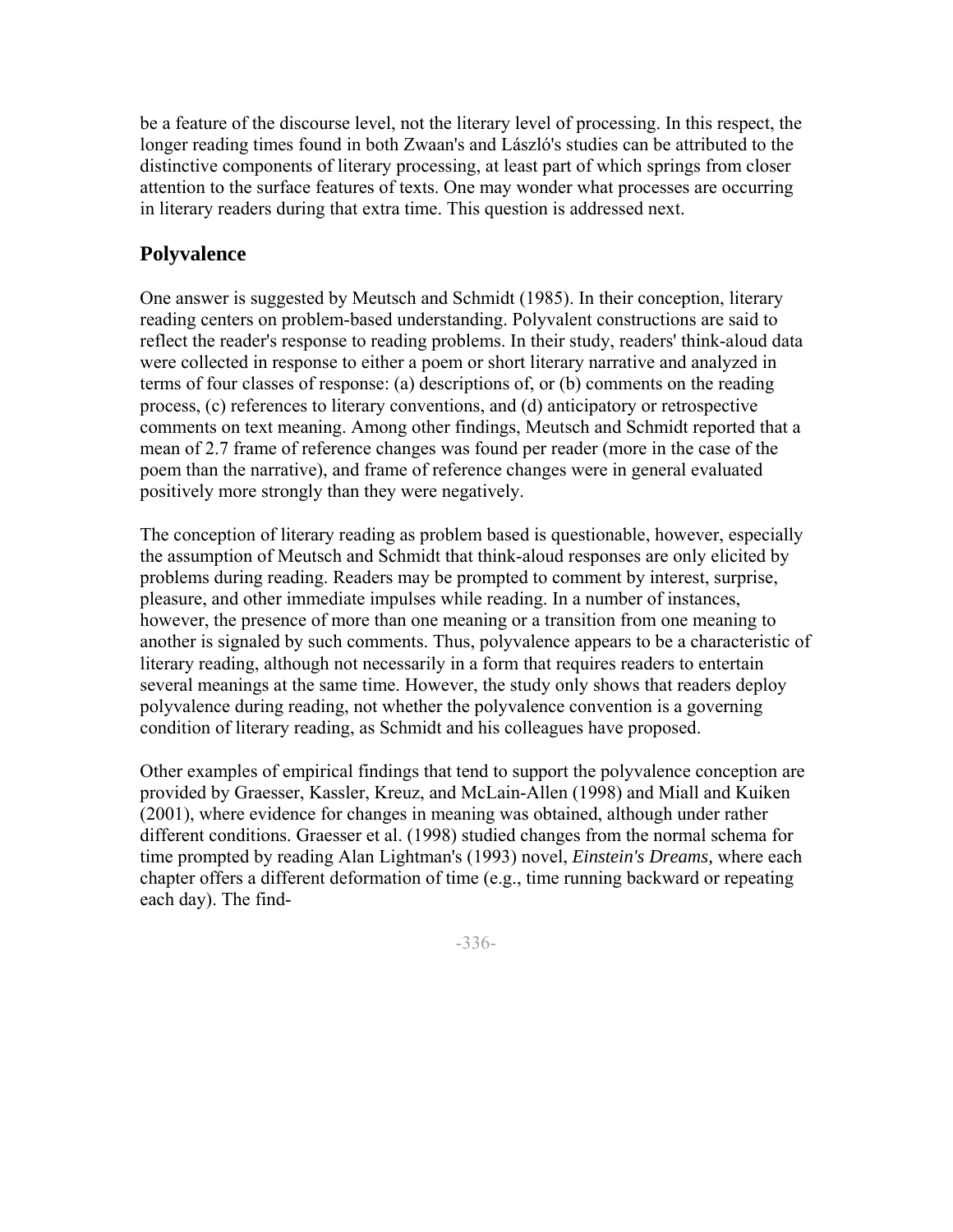be a feature of the discourse level, not the literary level of processing. In this respect, the longer reading times found in both Zwaan's and László's studies can be attributed to the distinctive components of literary processing, at least part of which springs from closer attention to the surface features of texts. One may wonder what processes are occurring in literary readers during that extra time. This question is addressed next.

## Polyvalence

One answer is suggested by Meutsch and Schmidt (1985). In their conception, literary reading centers on problem-based understanding. Polyvalent constructions are said to reflect the reader's response to reading problems. In their study, readers' think-aloud data were collected in response to either a poem or short literary narrative and analyzed in terms of four classes of response: (a) descriptions of, or (b) comments on the reading process, (c) references to literary conventions, and (d) anticipatory or retrospective comments on text meaning. Among other findings, Meutsch and Schmidt reported that a mean of 2.7 frame of reference changes was found per reader (more in the case of the poem than the narrative), and frame of reference changes were in general evaluated positively more strongly than they were negatively.

The conception of literary reading as problem based is questionable, however, especially the assumption of Meutsch and Schmidt that think-aloud responses are only elicited by problems during reading. Readers may be prompted to comment by interest, surprise, pleasure, and other immediate impulses while reading. In a number of instances, however, the presence of more than one meaning or a transition from one meaning to another is signaled by such comments. Thus, polyvalence appears to be a characteristic of literary reading, although not necessarily in a form that requires readers to entertain several meanings at the same time. However, the study only shows that readers deploy polyvalence during reading, not whether the polyvalence convention is a governing condition of literary reading, as Schmidt and his colleagues have proposed.

Other examples of empirical findings that tend to support the polyvalence conception are provided by Graesser, Kassler, Kreuz, and McLain-Allen (1998) and Miall and Kuiken (2001), where evidence for changes in meaning was obtained, although under rather different conditions. Graesser et al. (1998) studied changes from the normal schema for time prompted by reading Alan Lightman's (1993) novel, *Einstein's Dreams,* where each chapter offers a different deformation of time (e.g., time running backward or repeating each day). The find-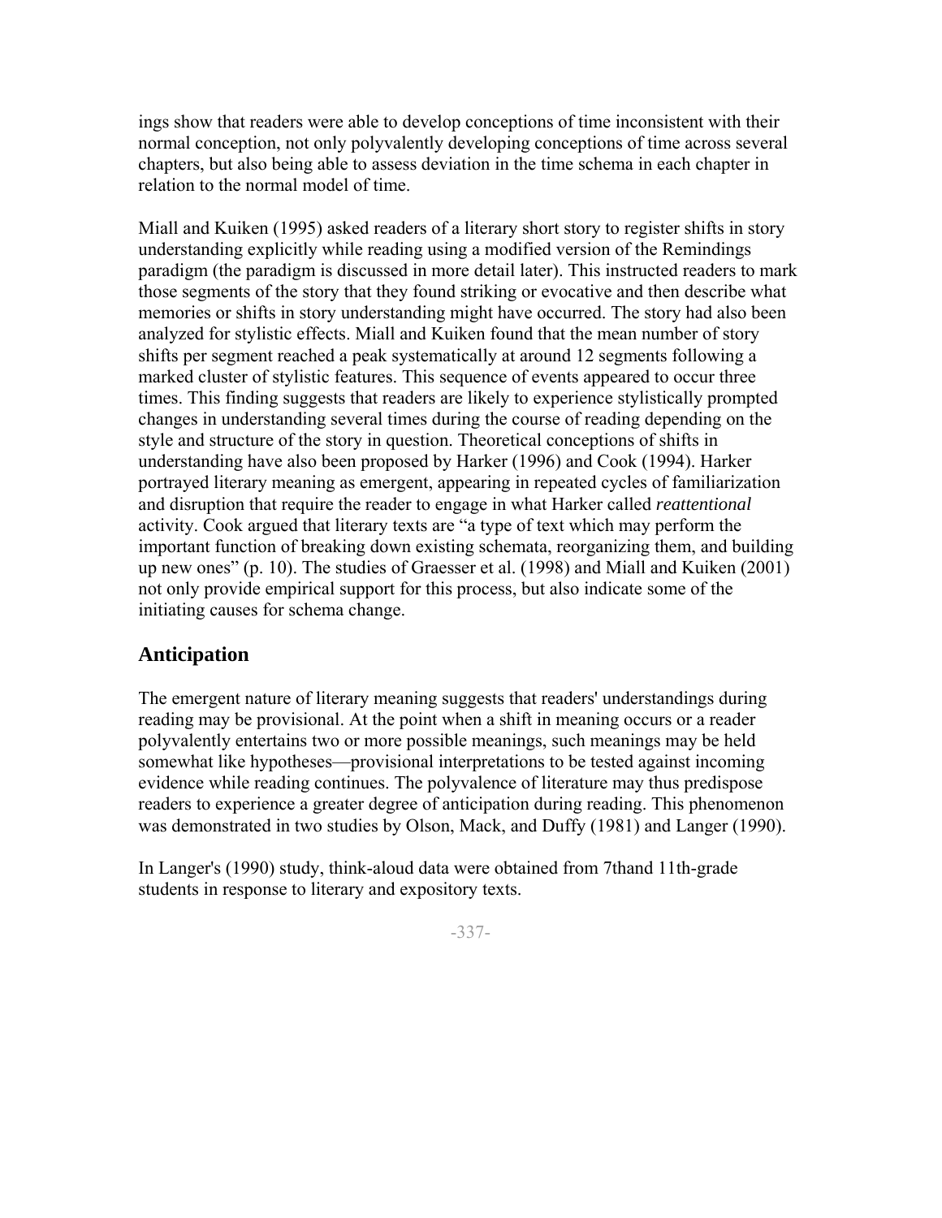ings show that readers were able to develop conceptions of time inconsistent with their normal conception, not only polyvalently developing conceptions of time across several chapters, but also being able to assess deviation in the time schema in each chapter in relation to the normal model of time.

Miall and Kuiken (1995) asked readers of a literary short story to register shifts in story understanding explicitly while reading using a modified version of the Remindings paradigm (the paradigm is discussed in more detail later). This instructed readers to mark those segments of the story that they found striking or evocative and then describe what memories or shifts in story understanding might have occurred. The story had also been analyzed for stylistic effects. Miall and Kuiken found that the mean number of story shifts per segment reached a peak systematically at around 12 segments following a marked cluster of stylistic features. This sequence of events appeared to occur three times. This finding suggests that readers are likely to experience stylistically prompted changes in understanding several times during the course of reading depending on the style and structure of the story in question. Theoretical conceptions of shifts in understanding have also been proposed by Harker (1996) and Cook (1994). Harker portrayed literary meaning as emergent, appearing in repeated cycles of familiarization and disruption that require the reader to engage in what Harker called *reattentional* activity. Cook argued that literary texts are "a type of text which may perform the important function of breaking down existing schemata, reorganizing them, and building up new ones" (p. 10). The studies of Graesser et al. (1998) and Miall and Kuiken (2001) not only provide empirical support for this process, but also indicate some of the initiating causes for schema change.

## Anticipation

The emergent nature of literary meaning suggests that readers' understandings during reading may be provisional. At the point when a shift in meaning occurs or a reader polyvalently entertains two or more possible meanings, such meanings may be held somewhat like hypotheses—provisional interpretations to be tested against incoming evidence while reading continues. The polyvalence of literature may thus predispose readers to experience a greater degree of anticipation during reading. This phenomenon was demonstrated in two studies by Olson, Mack, and Duffy (1981) and Langer (1990).

In Langer's (1990) study, think-aloud data were obtained from 7thand 11th-grade students in response to literary and expository texts.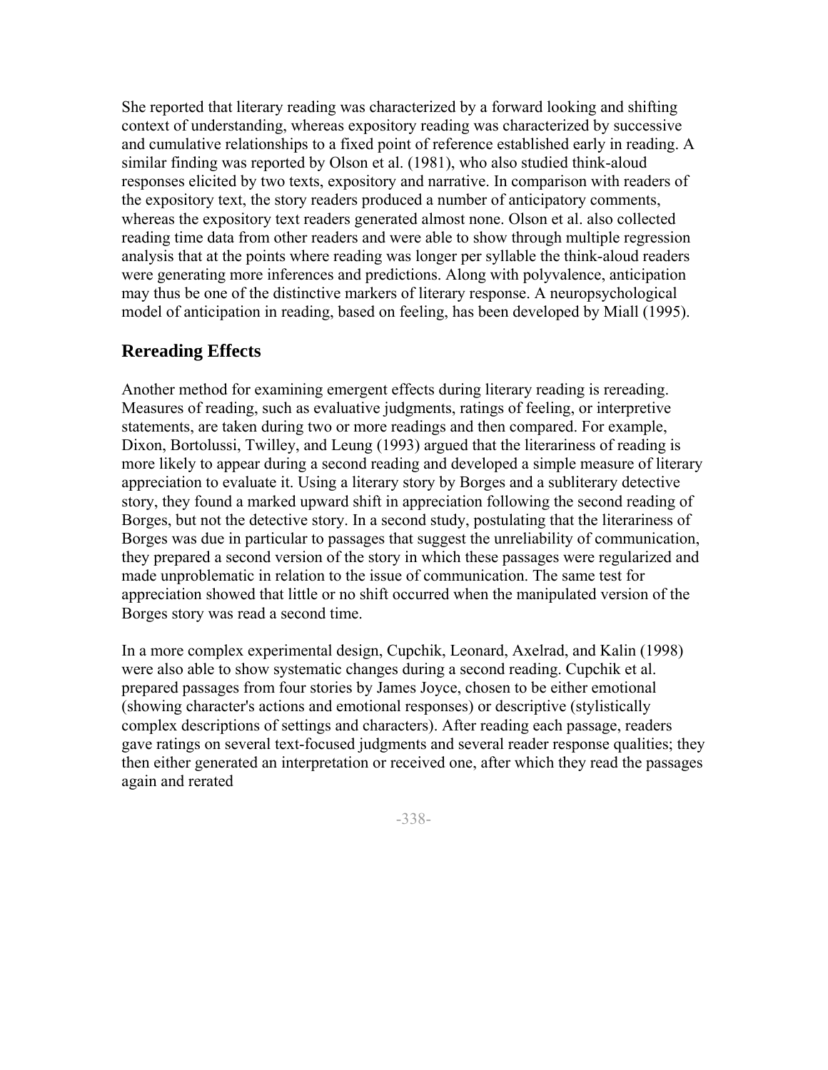She reported that literary reading was characterized by a forward looking and shifting context of understanding, whereas expository reading was characterized by successive and cumulative relationships to a fixed point of reference established early in reading. A similar finding was reported by Olson et al. (1981), who also studied think-aloud responses elicited by two texts, expository and narrative. In comparison with readers of the expository text, the story readers produced a number of anticipatory comments, whereas the expository text readers generated almost none. Olson et al. also collected reading time data from other readers and were able to show through multiple regression analysis that at the points where reading was longer per syllable the think-aloud readers were generating more inferences and predictions. Along with polyvalence, anticipation may thus be one of the distinctive markers of literary response. A neuropsychological model of anticipation in reading, based on feeling, has been developed by Miall (1995).

## Rereading Effects

Another method for examining emergent effects during literary reading is rereading. Measures of reading, such as evaluative judgments, ratings of feeling, or interpretive statements, are taken during two or more readings and then compared. For example, Dixon, Bortolussi, Twilley, and Leung (1993) argued that the literariness of reading is more likely to appear during a second reading and developed a simple measure of literary appreciation to evaluate it. Using a literary story by Borges and a subliterary detective story, they found a marked upward shift in appreciation following the second reading of Borges, but not the detective story. In a second study, postulating that the literariness of Borges was due in particular to passages that suggest the unreliability of communication, they prepared a second version of the story in which these passages were regularized and made unproblematic in relation to the issue of communication. The same test for appreciation showed that little or no shift occurred when the manipulated version of the Borges story was read a second time.

In a more complex experimental design, Cupchik, Leonard, Axelrad, and Kalin (1998) were also able to show systematic changes during a second reading. Cupchik et al. prepared passages from four stories by James Joyce, chosen to be either emotional (showing character's actions and emotional responses) or descriptive (stylistically complex descriptions of settings and characters). After reading each passage, readers gave ratings on several text-focused judgments and several reader response qualities; they then either generated an interpretation or received one, after which they read the passages again and rerated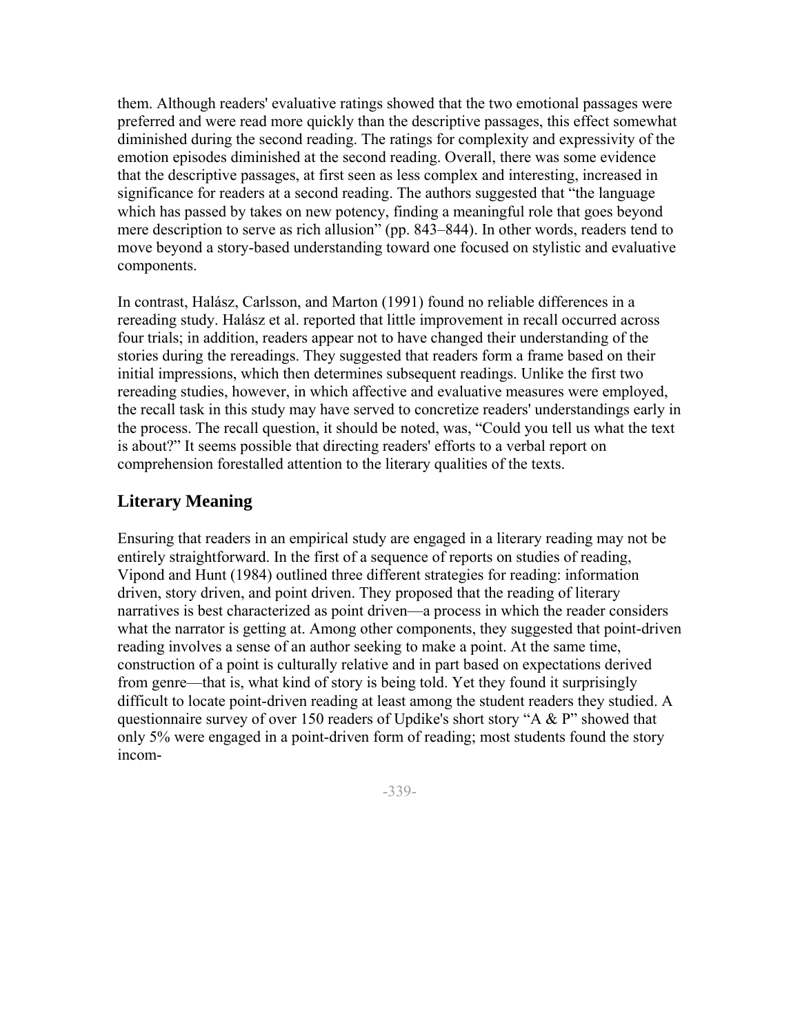them. Although readers' evaluative ratings showed that the two emotional passages were preferred and were read more quickly than the descriptive passages, this effect somewhat diminished during the second reading. The ratings for complexity and expressivity of the emotion episodes diminished at the second reading. Overall, there was some evidence that the descriptive passages, at first seen as less complex and interesting, increased in significance for readers at a second reading. The authors suggested that "the language which has passed by takes on new potency, finding a meaningful role that goes beyond mere description to serve as rich allusion" (pp. 843–844). In other words, readers tend to move beyond a story-based understanding toward one focused on stylistic and evaluative components.

In contrast, Halász, Carlsson, and Marton (1991) found no reliable differences in a rereading study. Halász et al. reported that little improvement in recall occurred across four trials; in addition, readers appear not to have changed their understanding of the stories during the rereadings. They suggested that readers form a frame based on their initial impressions, which then determines subsequent readings. Unlike the first two rereading studies, however, in which affective and evaluative measures were employed, the recall task in this study may have served to concretize readers' understandings early in the process. The recall question, it should be noted, was, "Could you tell us what the text is about?" It seems possible that directing readers' efforts to a verbal report on comprehension forestalled attention to the literary qualities of the texts.

## Literary Meaning

Ensuring that readers in an empirical study are engaged in a literary reading may not be entirely straightforward. In the first of a sequence of reports on studies of reading, Vipond and Hunt (1984) outlined three different strategies for reading: information driven, story driven, and point driven. They proposed that the reading of literary narratives is best characterized as point driven—a process in which the reader considers what the narrator is getting at. Among other components, they suggested that point-driven reading involves a sense of an author seeking to make a point. At the same time, construction of a point is culturally relative and in part based on expectations derived from genre—that is, what kind of story is being told. Yet they found it surprisingly difficult to locate point-driven reading at least among the student readers they studied. A questionnaire survey of over 150 readers of Updike's short story "A & P" showed that only 5% were engaged in a point-driven form of reading; most students found the story incom-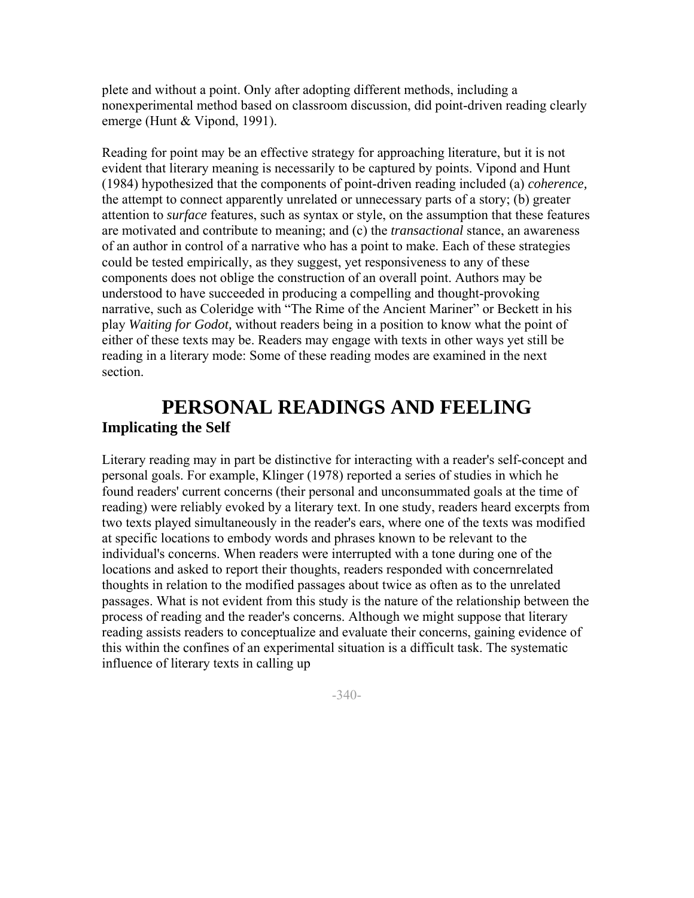plete and without a point. Only after adopting different methods, including a nonexperimental method based on classroom discussion, did point-driven reading clearly emerge (Hunt & Vipond, 1991).

Reading for point may be an effective strategy for approaching literature, but it is not evident that literary meaning is necessarily to be captured by points. Vipond and Hunt (1984) hypothesized that the components of point-driven reading included (a) *coherence,* the attempt to connect apparently unrelated or unnecessary parts of a story; (b) greater attention to *surface* features, such as syntax or style, on the assumption that these features are motivated and contribute to meaning; and (c) the *transactional* stance, an awareness of an author in control of a narrative who has a point to make. Each of these strategies could be tested empirically, as they suggest, yet responsiveness to any of these components does not oblige the construction of an overall point. Authors may be understood to have succeeded in producing a compelling and thought-provoking narrative, such as Coleridge with "The Rime of the Ancient Mariner" or Beckett in his play *Waiting for Godot,* without readers being in a position to know what the point of either of these texts may be. Readers may engage with texts in other ways yet still be reading in a literary mode: Some of these reading modes are examined in the next section.

# PERSONAL READINGS AND FEELING

## Implicating the Self

Literary reading may in part be distinctive for interacting with a reader's self-concept and personal goals. For example, Klinger (1978) reported a series of studies in which he found readers' current concerns (their personal and unconsummated goals at the time of reading) were reliably evoked by a literary text. In one study, readers heard excerpts from two texts played simultaneously in the reader's ears, where one of the texts was modified at specific locations to embody words and phrases known to be relevant to the individual's concerns. When readers were interrupted with a tone during one of the locations and asked to report their thoughts, readers responded with concernrelated thoughts in relation to the modified passages about twice as often as to the unrelated passages. What is not evident from this study is the nature of the relationship between the process of reading and the reader's concerns. Although we might suppose that literary reading assists readers to conceptualize and evaluate their concerns, gaining evidence of this within the confines of an experimental situation is a difficult task. The systematic influence of literary texts in calling up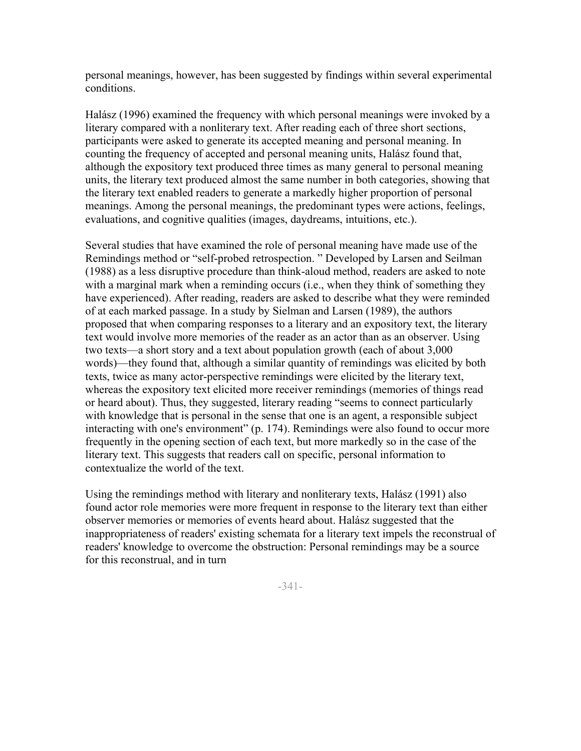personal meanings, however, has been suggested by findings within several experimental conditions.

Halász (1996) examined the frequency with which personal meanings were invoked by a literary compared with a nonliterary text. After reading each of three short sections, participants were asked to generate its accepted meaning and personal meaning. In counting the frequency of accepted and personal meaning units, Halász found that, although the expository text produced three times as many general to personal meaning units, the literary text produced almost the same number in both categories, showing that the literary text enabled readers to generate a markedly higher proportion of personal meanings. Among the personal meanings, the predominant types were actions, feelings, evaluations, and cognitive qualities (images, daydreams, intuitions, etc.).

Several studies that have examined the role of personal meaning have made use of the Remindings method or "self-probed retrospection. " Developed by Larsen and Seilman (1988) as a less disruptive procedure than think-aloud method, readers are asked to note with a marginal mark when a reminding occurs (i.e., when they think of something they have experienced). After reading, readers are asked to describe what they were reminded of at each marked passage. In a study by Sielman and Larsen (1989), the authors proposed that when comparing responses to a literary and an expository text, the literary text would involve more memories of the reader as an actor than as an observer. Using two texts—a short story and a text about population growth (each of about 3,000 words)—they found that, although a similar quantity of remindings was elicited by both texts, twice as many actor-perspective remindings were elicited by the literary text, whereas the expository text elicited more receiver remindings (memories of things read or heard about). Thus, they suggested, literary reading "seems to connect particularly with knowledge that is personal in the sense that one is an agent, a responsible subject interacting with one's environment" (p. 174). Remindings were also found to occur more frequently in the opening section of each text, but more markedly so in the case of the literary text. This suggests that readers call on specific, personal information to contextualize the world of the text.

Using the remindings method with literary and nonliterary texts, Halász (1991) also found actor role memories were more frequent in response to the literary text than either observer memories or memories of events heard about. Halász suggested that the inappropriateness of readers' existing schemata for a literary text impels the reconstrual of readers' knowledge to overcome the obstruction: Personal remindings may be a source for this reconstrual, and in turn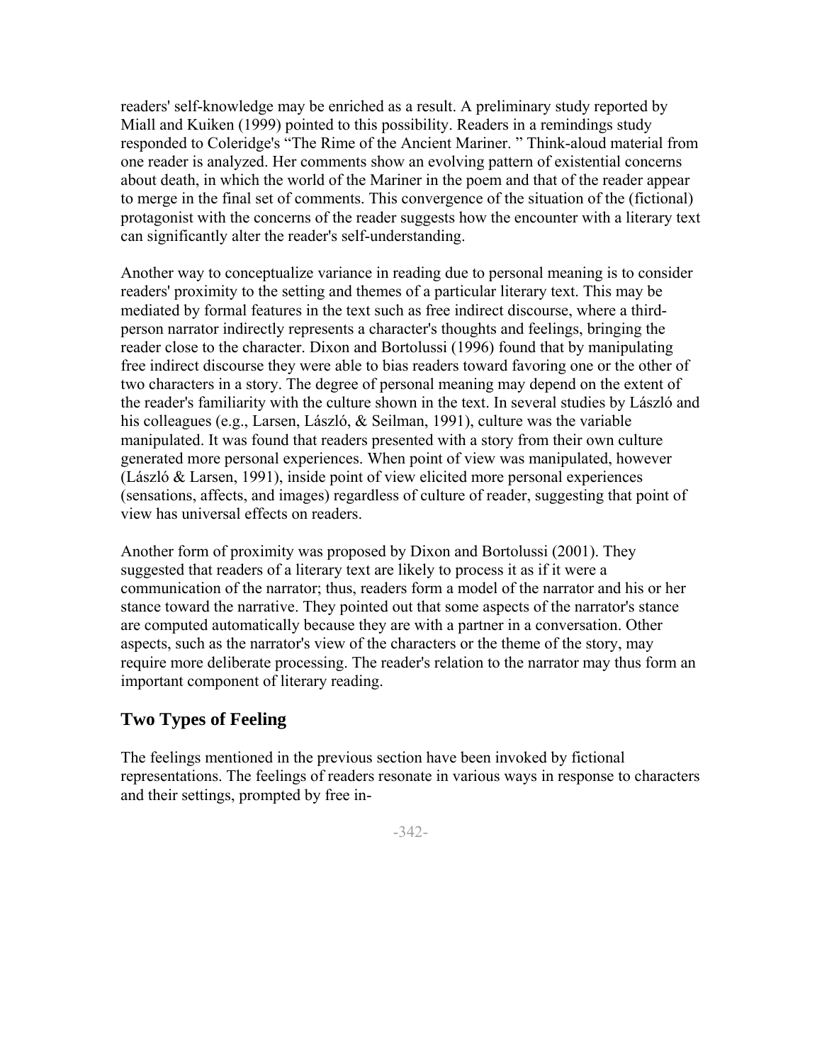readers' self-knowledge may be enriched as a result. A preliminary study reported by Miall and Kuiken (1999) pointed to this possibility. Readers in a remindings study responded to Coleridge's "The Rime of the Ancient Mariner. " Think-aloud material from one reader is analyzed. Her comments show an evolving pattern of existential concerns about death, in which the world of the Mariner in the poem and that of the reader appear to merge in the final set of comments. This convergence of the situation of the (fictional) protagonist with the concerns of the reader suggests how the encounter with a literary text can significantly alter the reader's self-understanding.

Another way to conceptualize variance in reading due to personal meaning is to consider readers' proximity to the setting and themes of a particular literary text. This may be mediated by formal features in the text such as free indirect discourse, where a third-person narrator indirectly represents a character's thoughts and feelings, bringing the reader close to the character. Dixon and Bortolussi (1996) found that by manipulating free indirect discourse they were able to bias readers toward favoring one or the other of two characters in a story. The degree of personal meaning may depend on the extent of the reader's familiarity with the culture shown in the text. In several studies by László and his colleagues (e.g., Larsen, László, & Seilman, 1991), culture was the variable manipulated. It was found that readers presented with a story from their own culture generated more personal experiences. When point of view was manipulated, however (László & Larsen, 1991), inside point of view elicited more personal experiences (sensations, affects, and images) regardless of culture of reader, suggesting that point of view has universal effects on readers.

Another form of proximity was proposed by Dixon and Bortolussi (2001). They suggested that readers of a literary text are likely to process it as if it were a communication of the narrator; thus, readers form a model of the narrator and his or her stance toward the narrative. They pointed out that some aspects of the narrator's stance are computed automatically because they are with a partner in a conversation. Other aspects, such as the narrator's view of the characters or the theme of the story, may require more deliberate processing. The reader's relation to the narrator may thus form an important component of literary reading.

## Two Types of Feeling

The feelings mentioned in the previous section have been invoked by fictional representations. The feelings of readers resonate in various ways in response to characters and their settings, prompted by free in-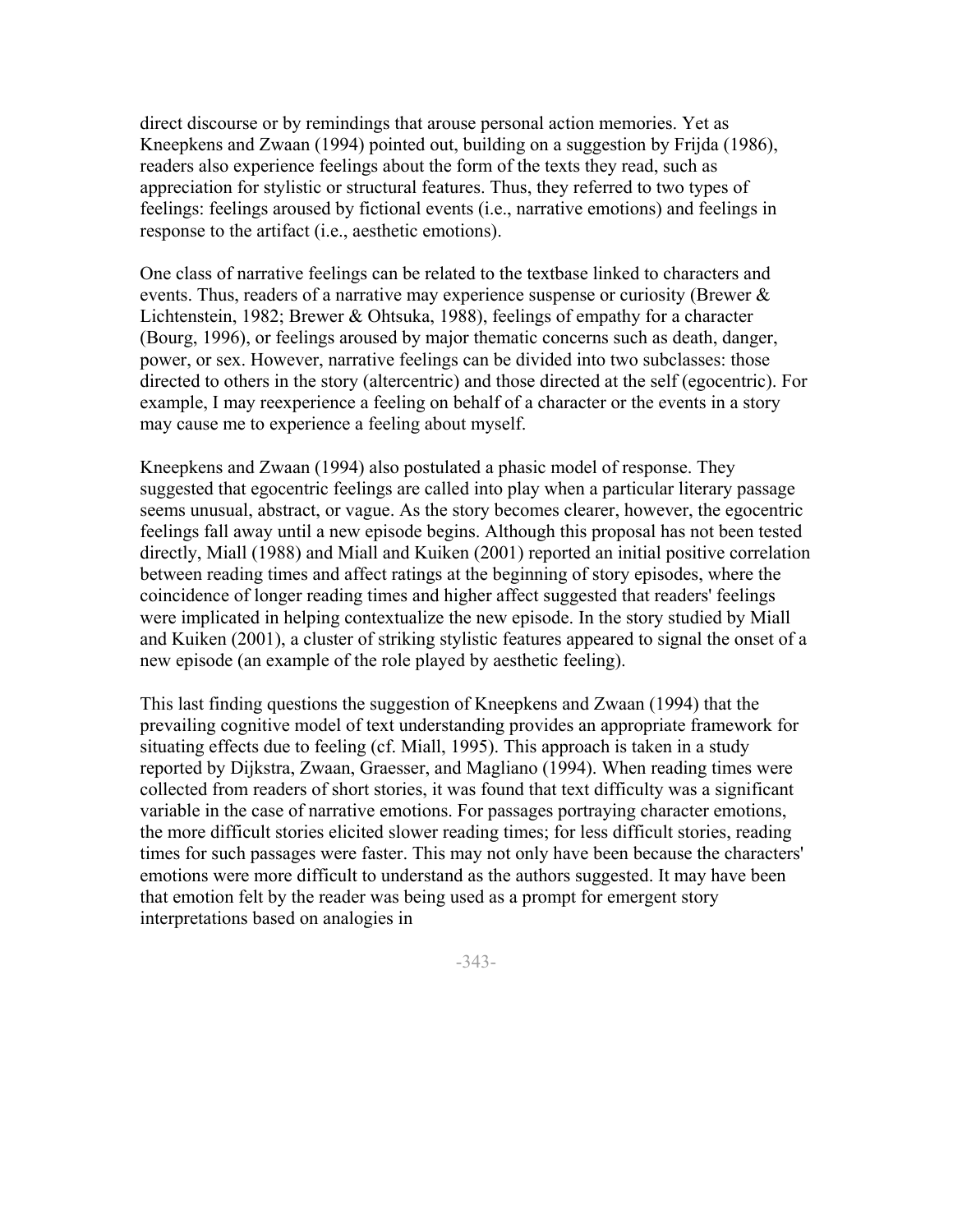direct discourse or by remindings that arouse personal action memories. Yet as Kneepkens and Zwaan (1994) pointed out, building on a suggestion by Frijda (1986), readers also experience feelings about the form of the texts they read, such as appreciation for stylistic or structural features. Thus, they referred to two types of feelings: feelings aroused by fictional events (i.e., narrative emotions) and feelings in response to the artifact (i.e., aesthetic emotions).

One class of narrative feelings can be related to the textbase linked to characters and events. Thus, readers of a narrative may experience suspense or curiosity (Brewer & Lichtenstein, 1982; Brewer & Ohtsuka, 1988), feelings of empathy for a character (Bourg, 1996), or feelings aroused by major thematic concerns such as death, danger, power, or sex. However, narrative feelings can be divided into two subclasses: those directed to others in the story (altercentric) and those directed at the self (egocentric). For example, I may reexperience a feeling on behalf of a character or the events in a story may cause me to experience a feeling about myself.

Kneepkens and Zwaan (1994) also postulated a phasic model of response. They suggested that egocentric feelings are called into play when a particular literary passage seems unusual, abstract, or vague. As the story becomes clearer, however, the egocentric feelings fall away until a new episode begins. Although this proposal has not been tested directly, Miall (1988) and Miall and Kuiken (2001) reported an initial positive correlation between reading times and affect ratings at the beginning of story episodes, where the coincidence of longer reading times and higher affect suggested that readers' feelings were implicated in helping contextualize the new episode. In the story studied by Miall and Kuiken (2001), a cluster of striking stylistic features appeared to signal the onset of a new episode (an example of the role played by aesthetic feeling).

This last finding questions the suggestion of Kneepkens and Zwaan (1994) that the prevailing cognitive model of text understanding provides an appropriate framework for situating effects due to feeling (cf. Miall, 1995). This approach is taken in a study reported by Dijkstra, Zwaan, Graesser, and Magliano (1994). When reading times were collected from readers of short stories, it was found that text difficulty was a significant variable in the case of narrative emotions. For passages portraying character emotions, the more difficult stories elicited slower reading times; for less difficult stories, reading times for such passages were faster. This may not only have been because the characters' emotions were more difficult to understand as the authors suggested. It may have been that emotion felt by the reader was being used as a prompt for emergent story interpretations based on analogies in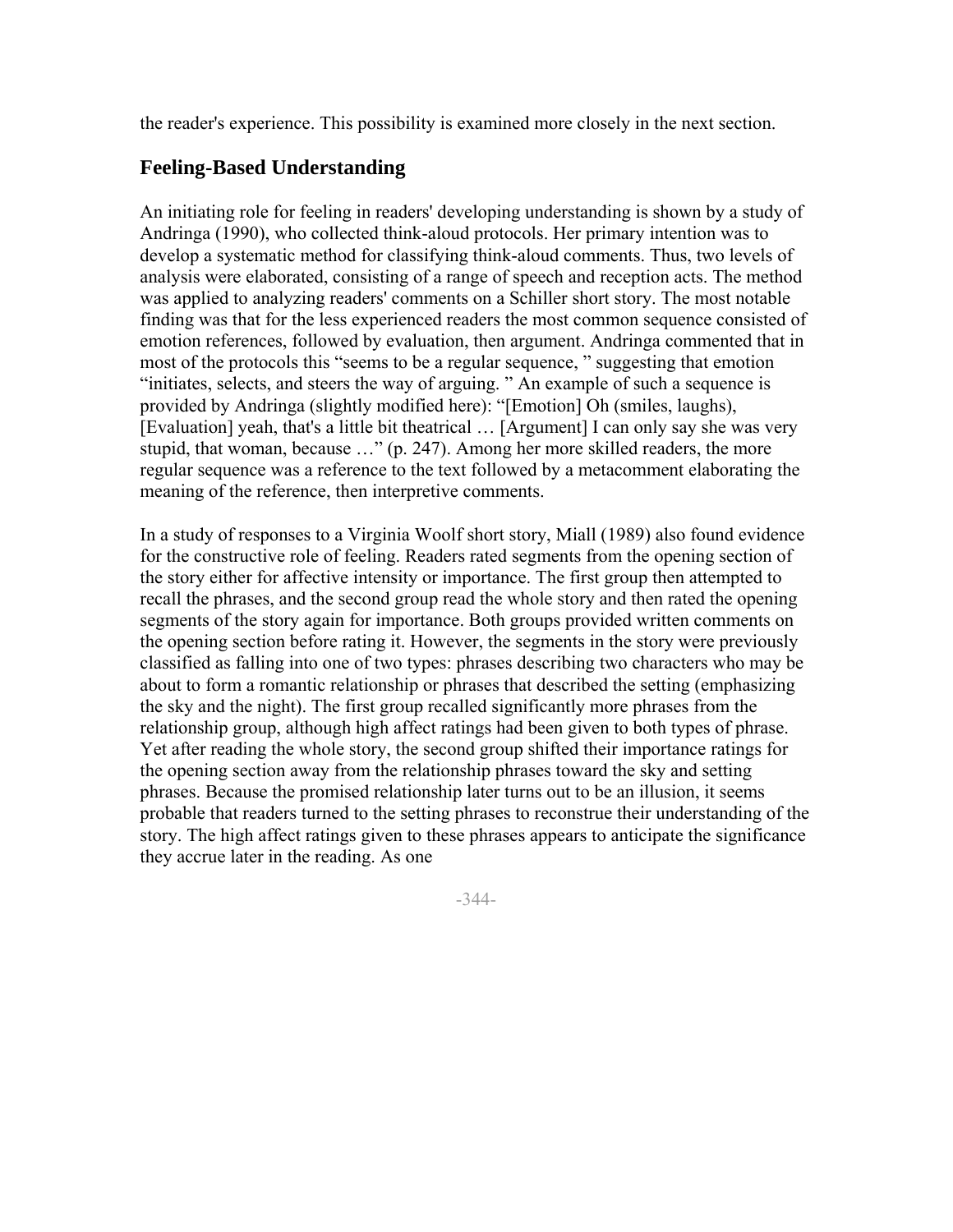the reader's experience. This possibility is examined more closely in the next section.

## Feeling-Based Understanding

An initiating role for feeling in readers' developing understanding is shown by a study of Andringa (1990), who collected think-aloud protocols. Her primary intention was to develop a systematic method for classifying think-aloud comments. Thus, two levels of analysis were elaborated, consisting of a range of speech and reception acts. The method was applied to analyzing readers' comments on a Schiller short story. The most notable finding was that for the less experienced readers the most common sequence consisted of emotion references, followed by evaluation, then argument. Andringa commented that in most of the protocols this "seems to be a regular sequence, " suggesting that emotion "initiates, selects, and steers the way of arguing. " An example of such a sequence is provided by Andringa (slightly modified here): "[Emotion] Oh (smiles, laughs), [Evaluation] yeah, that's a little bit theatrical … [Argument] I can only say she was very stupid, that woman, because …" (p. 247). Among her more skilled readers, the more regular sequence was a reference to the text followed by a metacomment elaborating the meaning of the reference, then interpretive comments.

In a study of responses to a Virginia Woolf short story, Miall (1989) also found evidence for the constructive role of feeling. Readers rated segments from the opening section of the story either for affective intensity or importance. The first group then attempted to recall the phrases, and the second group read the whole story and then rated the opening segments of the story again for importance. Both groups provided written comments on the opening section before rating it. However, the segments in the story were previously classified as falling into one of two types: phrases describing two characters who may be about to form a romantic relationship or phrases that described the setting (emphasizing the sky and the night). The first group recalled significantly more phrases from the relationship group, although high affect ratings had been given to both types of phrase. Yet after reading the whole story, the second group shifted their importance ratings for the opening section away from the relationship phrases toward the sky and setting phrases. Because the promised relationship later turns out to be an illusion, it seems probable that readers turned to the setting phrases to reconstrue their understanding of the story. The high affect ratings given to these phrases appears to anticipate the significance they accrue later in the reading. As one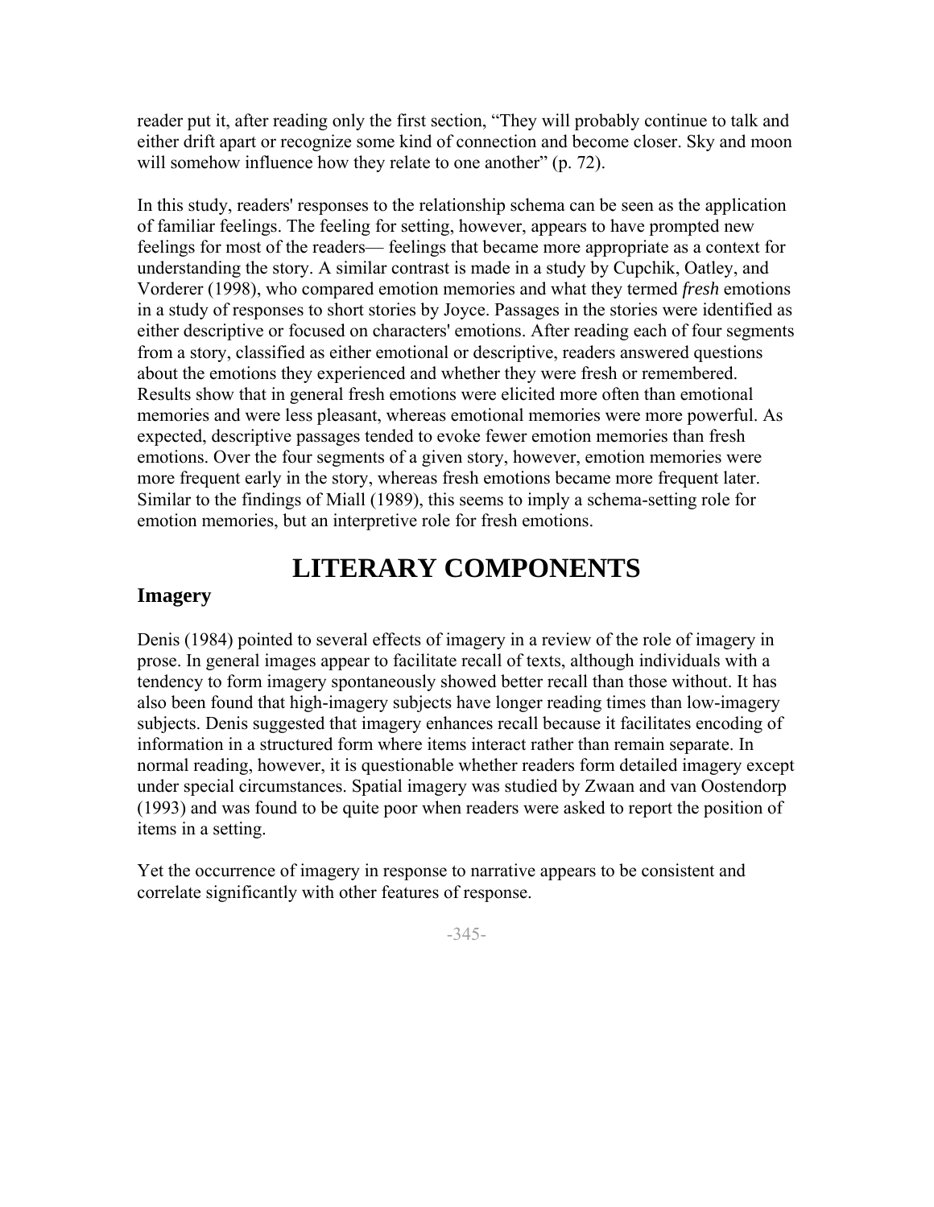reader put it, after reading only the first section, "They will probably continue to talk and either drift apart or recognize some kind of connection and become closer. Sky and moon will somehow influence how they relate to one another" (p. 72).

In this study, readers' responses to the relationship schema can be seen as the application of familiar feelings. The feeling for setting, however, appears to have prompted new feelings for most of the readers— feelings that became more appropriate as a context for understanding the story. A similar contrast is made in a study by Cupchik, Oatley, and Vorderer (1998), who compared emotion memories and what they termed *fresh* emotions in a study of responses to short stories by Joyce. Passages in the stories were identified as either descriptive or focused on characters' emotions. After reading each of four segments from a story, classified as either emotional or descriptive, readers answered questions about the emotions they experienced and whether they were fresh or remembered. Results show that in general fresh emotions were elicited more often than emotional memories and were less pleasant, whereas emotional memories were more powerful. As expected, descriptive passages tended to evoke fewer emotion memories than fresh emotions. Over the four segments of a given story, however, emotion memories were more frequent early in the story, whereas fresh emotions became more frequent later. Similar to the findings of Miall (1989), this seems to imply a schema-setting role for emotion memories, but an interpretive role for fresh emotions.

# LITERARY COMPONENTS

## Imagery

Denis (1984) pointed to several effects of imagery in a review of the role of imagery in prose. In general images appear to facilitate recall of texts, although individuals with a tendency to form imagery spontaneously showed better recall than those without. It has also been found that high-imagery subjects have longer reading times than low-imagery subjects. Denis suggested that imagery enhances recall because it facilitates encoding of information in a structured form where items interact rather than remain separate. In normal reading, however, it is questionable whether readers form detailed imagery except under special circumstances. Spatial imagery was studied by Zwaan and van Oostendorp (1993) and was found to be quite poor when readers were asked to report the position of items in a setting.

Yet the occurrence of imagery in response to narrative appears to be consistent and correlate significantly with other features of response.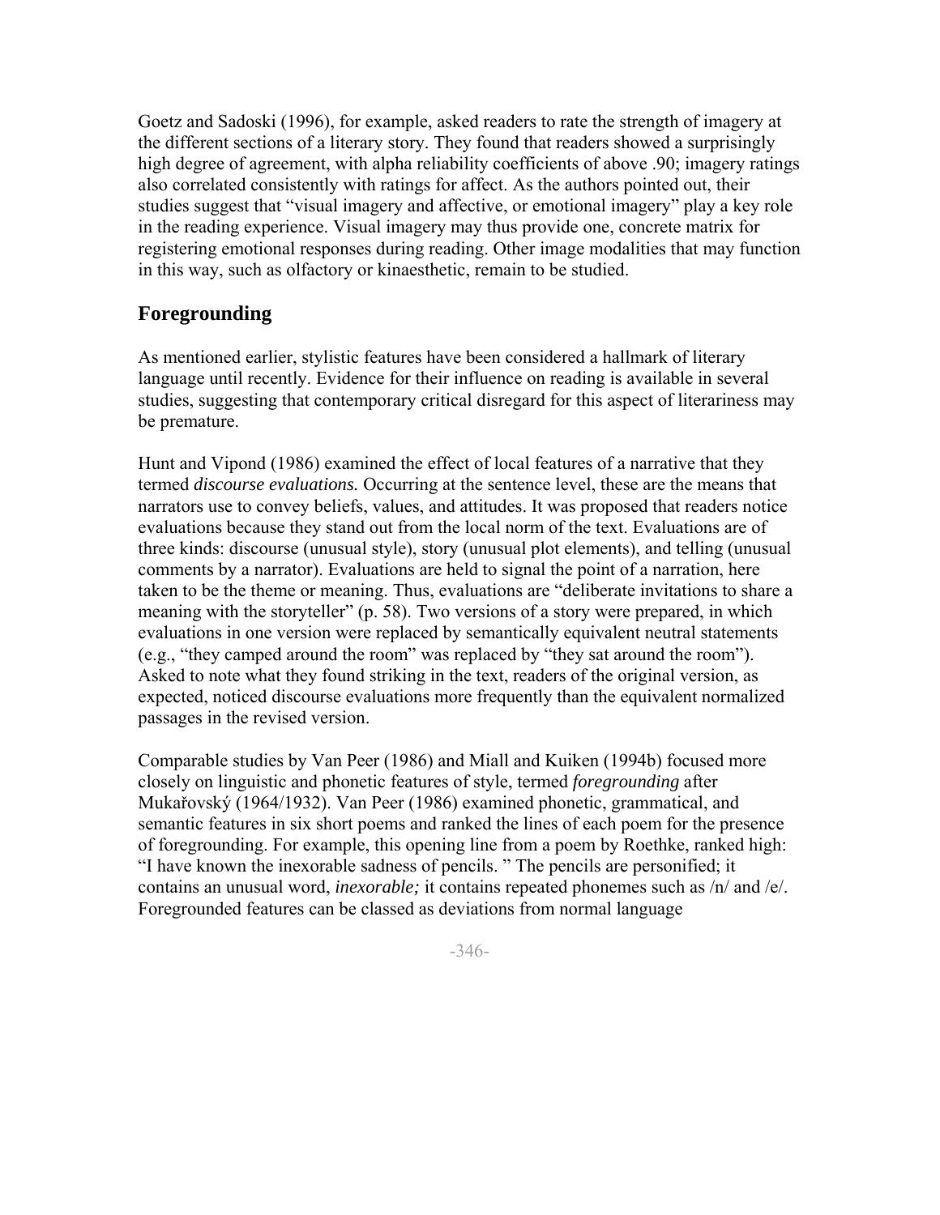Goetz and Sadoski (1996), for example, asked readers to rate the strength of imagery at the different sections of a literary story. They found that readers showed a surprisingly high degree of agreement, with alpha reliability coefficients of above .90; imagery ratings also correlated consistently with ratings for affect. As the authors pointed out, their studies suggest that "visual imagery and affective, or emotional imagery" play a key role in the reading experience. Visual imagery may thus provide one, concrete matrix for registering emotional responses during reading. Other image modalities that may function in this way, such as olfactory or kinaesthetic, remain to be studied.

## Foregrounding

As mentioned earlier, stylistic features have been considered a hallmark of literary language until recently. Evidence for their influence on reading is available in several studies, suggesting that contemporary critical disregard for this aspect of literariness may be premature.

Hunt and Vipond (1986) examined the effect of local features of a narrative that they termed *discourse evaluations.* Occurring at the sentence level, these are the means that narrators use to convey beliefs, values, and attitudes. It was proposed that readers notice evaluations because they stand out from the local norm of the text. Evaluations are of three kinds: discourse (unusual style), story (unusual plot elements), and telling (unusual comments by a narrator). Evaluations are held to signal the point of a narration, here taken to be the theme or meaning. Thus, evaluations are "deliberate invitations to share a meaning with the storyteller" (p. 58). Two versions of a story were prepared, in which evaluations in one version were replaced by semantically equivalent neutral statements (e.g., "they camped around the room" was replaced by "they sat around the room"). Asked to note what they found striking in the text, readers of the original version, as expected, noticed discourse evaluations more frequently than the equivalent normalized passages in the revised version.

Comparable studies by Van Peer (1986) and Miall and Kuiken (1994b) focused more closely on linguistic and phonetic features of style, termed *foregrounding* after Mukařovský (1964/1932). Van Peer (1986) examined phonetic, grammatical, and semantic features in six short poems and ranked the lines of each poem for the presence of foregrounding. For example, this opening line from a poem by Roethke, ranked high: "I have known the inexorable sadness of pencils. " The pencils are personified; it contains an unusual word, *inexorable;* it contains repeated phonemes such as /n/ and /e/. Foregrounded features can be classed as deviations from normal language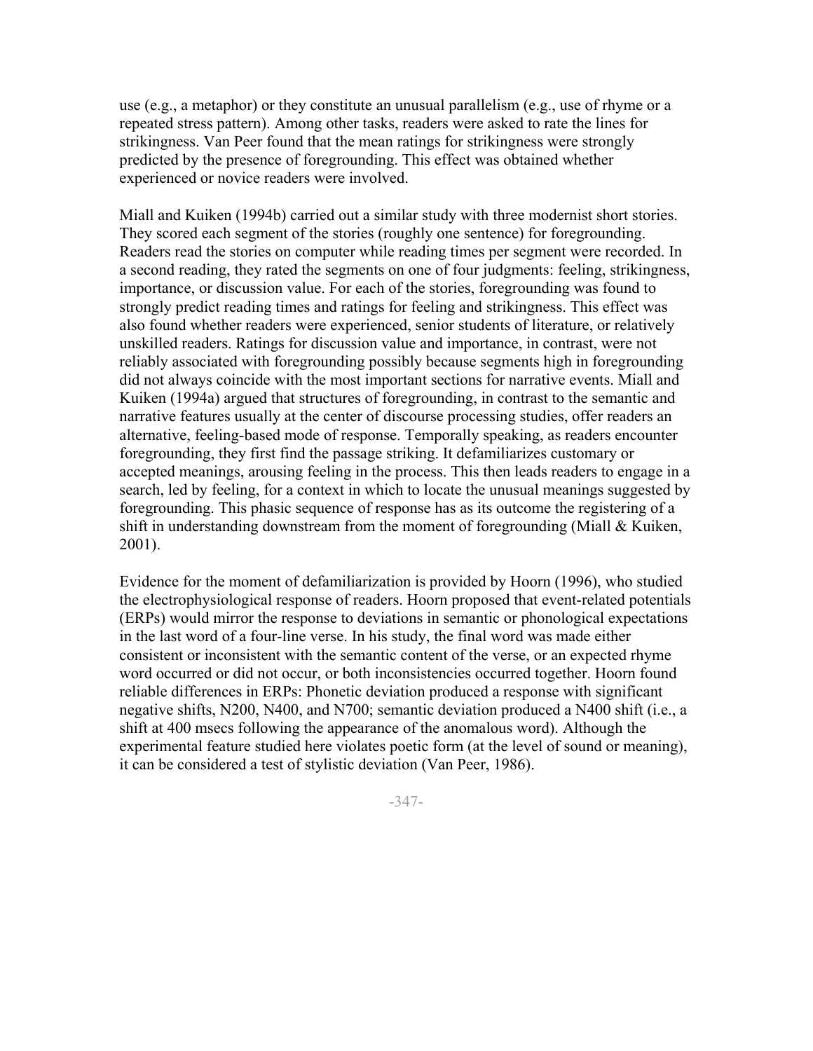use (e.g., a metaphor) or they constitute an unusual parallelism (e.g., use of rhyme or a repeated stress pattern). Among other tasks, readers were asked to rate the lines for strikingness. Van Peer found that the mean ratings for strikingness were strongly predicted by the presence of foregrounding. This effect was obtained whether experienced or novice readers were involved.

Miall and Kuiken (1994b) carried out a similar study with three modernist short stories. They scored each segment of the stories (roughly one sentence) for foregrounding. Readers read the stories on computer while reading times per segment were recorded. In a second reading, they rated the segments on one of four judgments: feeling, strikingness, importance, or discussion value. For each of the stories, foregrounding was found to strongly predict reading times and ratings for feeling and strikingness. This effect was also found whether readers were experienced, senior students of literature, or relatively unskilled readers. Ratings for discussion value and importance, in contrast, were not reliably associated with foregrounding possibly because segments high in foregrounding did not always coincide with the most important sections for narrative events. Miall and Kuiken (1994a) argued that structures of foregrounding, in contrast to the semantic and narrative features usually at the center of discourse processing studies, offer readers an alternative, feeling-based mode of response. Temporally speaking, as readers encounter foregrounding, they first find the passage striking. It defamiliarizes customary or accepted meanings, arousing feeling in the process. This then leads readers to engage in a search, led by feeling, for a context in which to locate the unusual meanings suggested by foregrounding. This phasic sequence of response has as its outcome the registering of a shift in understanding downstream from the moment of foregrounding (Miall & Kuiken, 2001).

Evidence for the moment of defamiliarization is provided by Hoorn (1996), who studied the electrophysiological response of readers. Hoorn proposed that event-related potentials (ERPs) would mirror the response to deviations in semantic or phonological expectations in the last word of a four-line verse. In his study, the final word was made either consistent or inconsistent with the semantic content of the verse, or an expected rhyme word occurred or did not occur, or both inconsistencies occurred together. Hoorn found reliable differences in ERPs: Phonetic deviation produced a response with significant negative shifts, N200, N400, and N700; semantic deviation produced a N400 shift (i.e., a shift at 400 msecs following the appearance of the anomalous word). Although the experimental feature studied here violates poetic form (at the level of sound or meaning), it can be considered a test of stylistic deviation (Van Peer, 1986).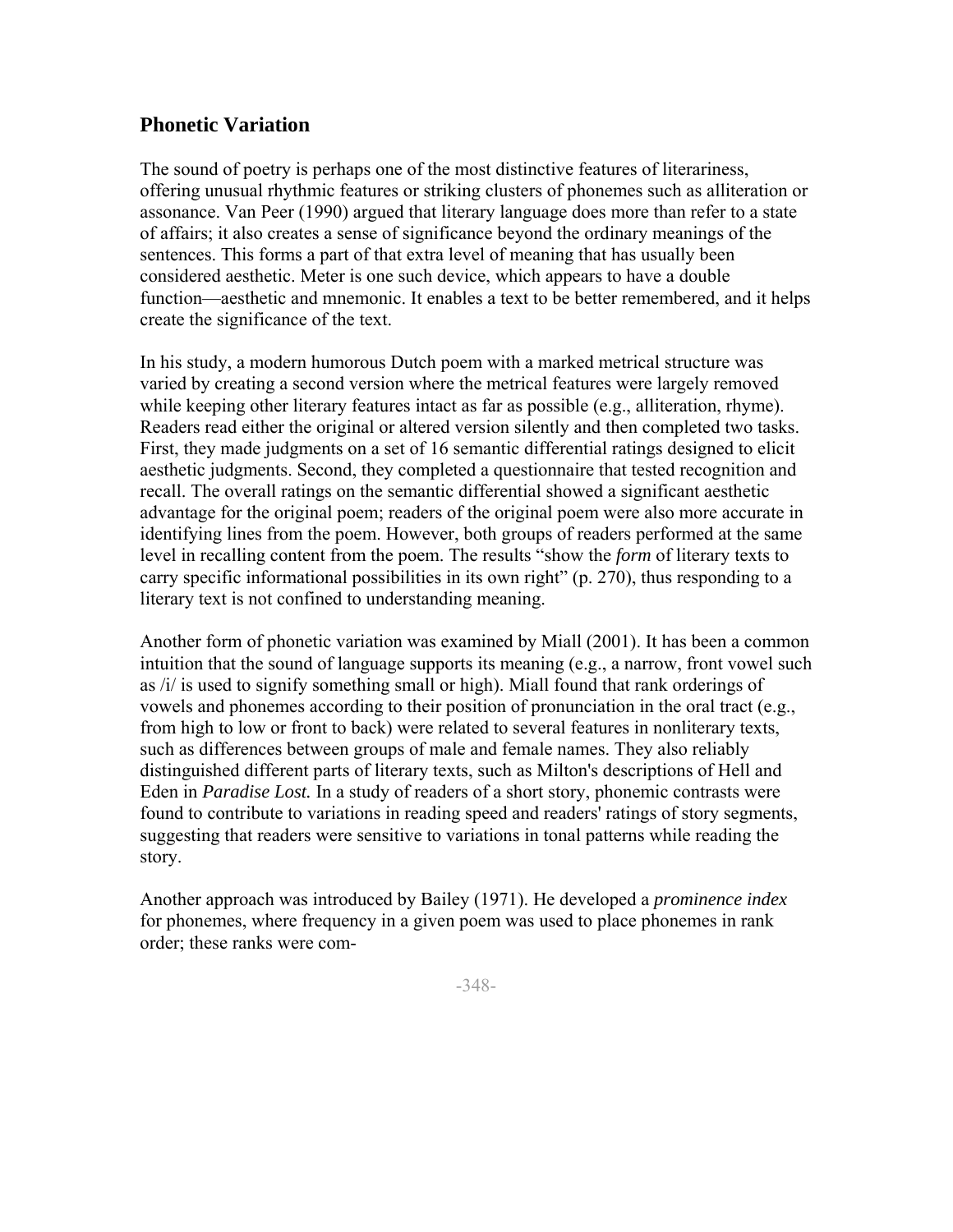## Phonetic Variation

The sound of poetry is perhaps one of the most distinctive features of literariness, offering unusual rhythmic features or striking clusters of phonemes such as alliteration or assonance. Van Peer (1990) argued that literary language does more than refer to a state of affairs; it also creates a sense of significance beyond the ordinary meanings of the sentences. This forms a part of that extra level of meaning that has usually been considered aesthetic. Meter is one such device, which appears to have a double function—aesthetic and mnemonic. It enables a text to be better remembered, and it helps create the significance of the text.

In his study, a modern humorous Dutch poem with a marked metrical structure was varied by creating a second version where the metrical features were largely removed while keeping other literary features intact as far as possible (e.g., alliteration, rhyme). Readers read either the original or altered version silently and then completed two tasks. First, they made judgments on a set of 16 semantic differential ratings designed to elicit aesthetic judgments. Second, they completed a questionnaire that tested recognition and recall. The overall ratings on the semantic differential showed a significant aesthetic advantage for the original poem; readers of the original poem were also more accurate in identifying lines from the poem. However, both groups of readers performed at the same level in recalling content from the poem. The results "show the *form* of literary texts to carry specific informational possibilities in its own right" (p. 270), thus responding to a literary text is not confined to understanding meaning.

Another form of phonetic variation was examined by Miall (2001). It has been a common intuition that the sound of language supports its meaning (e.g., a narrow, front vowel such as /i/ is used to signify something small or high). Miall found that rank orderings of vowels and phonemes according to their position of pronunciation in the oral tract (e.g., from high to low or front to back) were related to several features in nonliterary texts, such as differences between groups of male and female names. They also reliably distinguished different parts of literary texts, such as Milton's descriptions of Hell and Eden in *Paradise Lost.* In a study of readers of a short story, phonemic contrasts were found to contribute to variations in reading speed and readers' ratings of story segments, suggesting that readers were sensitive to variations in tonal patterns while reading the story.

Another approach was introduced by Bailey (1971). He developed a *prominence index* for phonemes, where frequency in a given poem was used to place phonemes in rank order; these ranks were com-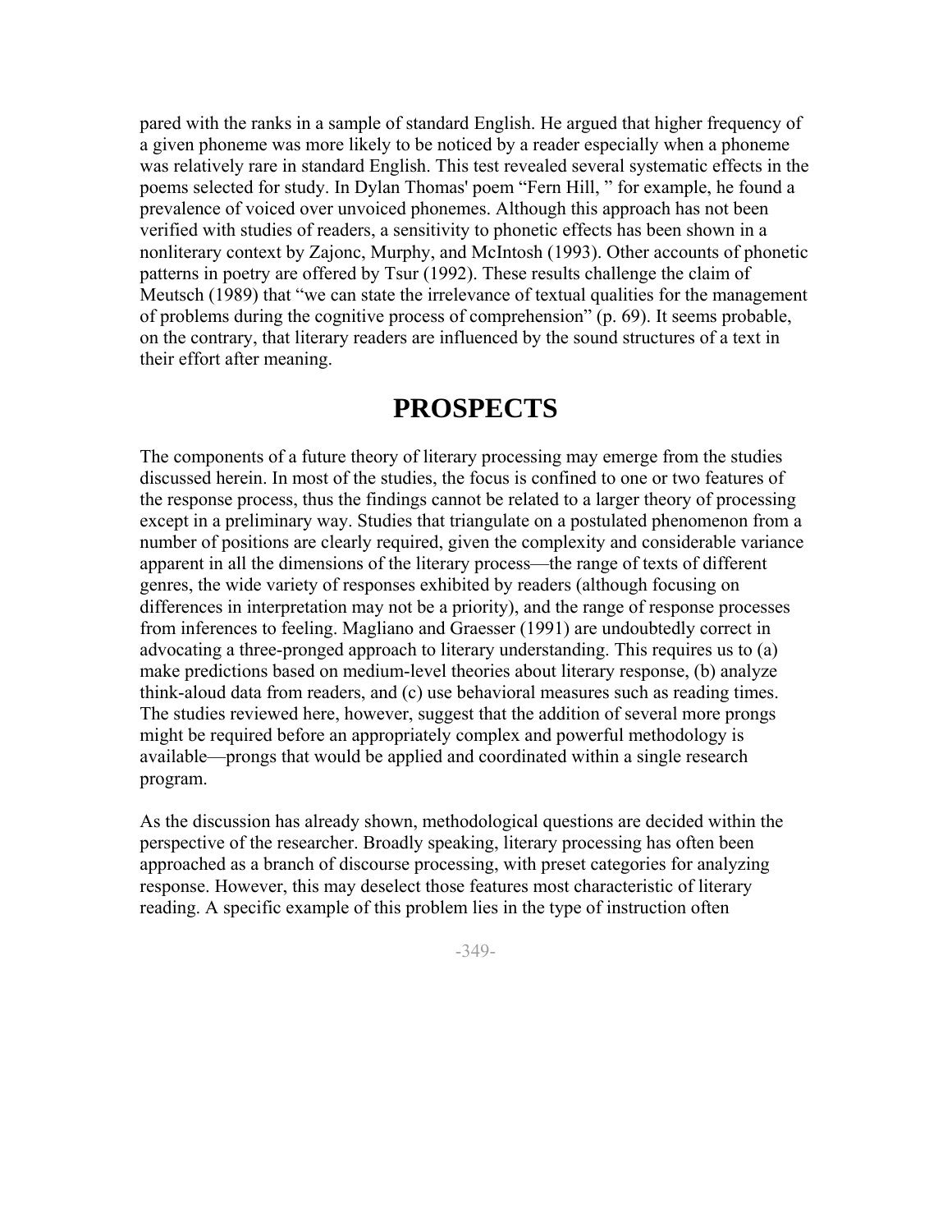pared with the ranks in a sample of standard English. He argued that higher frequency of a given phoneme was more likely to be noticed by a reader especially when a phoneme was relatively rare in standard English. This test revealed several systematic effects in the poems selected for study. In Dylan Thomas' poem “Fern Hill, ” for example, he found a prevalence of voiced over unvoiced phonemes. Although this approach has not been verified with studies of readers, a sensitivity to phonetic effects has been shown in a nonliterary context by Zajonc, Murphy, and McIntosh (1993). Other accounts of phonetic patterns in poetry are offered by Tsur (1992). These results challenge the claim of Meutsch (1989) that “we can state the irrelevance of textual qualities for the management of problems during the cognitive process of comprehension” (p. 69). It seems probable, on the contrary, that literary readers are influenced by the sound structures of a text in their effort after meaning.

# PROSPECTS

The components of a future theory of literary processing may emerge from the studies discussed herein. In most of the studies, the focus is confined to one or two features of the response process, thus the findings cannot be related to a larger theory of processing except in a preliminary way. Studies that triangulate on a postulated phenomenon from a number of positions are clearly required, given the complexity and considerable variance apparent in all the dimensions of the literary process—the range of texts of different genres, the wide variety of responses exhibited by readers (although focusing on differences in interpretation may not be a priority), and the range of response processes from inferences to feeling. Magliano and Graesser (1991) are undoubtedly correct in advocating a three-pronged approach to literary understanding. This requires us to (a) make predictions based on medium-level theories about literary response, (b) analyze think-aloud data from readers, and (c) use behavioral measures such as reading times. The studies reviewed here, however, suggest that the addition of several more prongs might be required before an appropriately complex and powerful methodology is available—prongs that would be applied and coordinated within a single research program.

As the discussion has already shown, methodological questions are decided within the perspective of the researcher. Broadly speaking, literary processing has often been approached as a branch of discourse processing, with preset categories for analyzing response. However, this may deselect those features most characteristic of literary reading. A specific example of this problem lies in the type of instruction often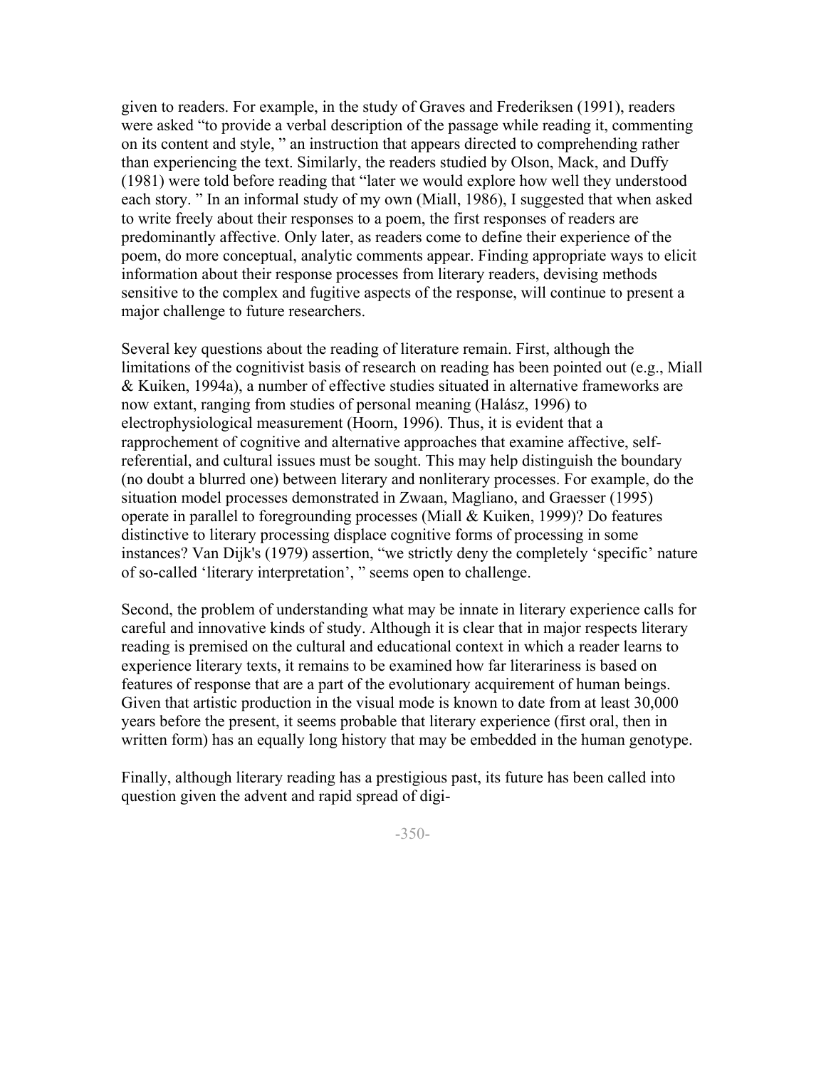given to readers. For example, in the study of Graves and Frederiksen (1991), readers were asked "to provide a verbal description of the passage while reading it, commenting on its content and style, " an instruction that appears directed to comprehending rather than experiencing the text. Similarly, the readers studied by Olson, Mack, and Duffy (1981) were told before reading that "later we would explore how well they understood each story. " In an informal study of my own (Miall, 1986), I suggested that when asked to write freely about their responses to a poem, the first responses of readers are predominantly affective. Only later, as readers come to define their experience of the poem, do more conceptual, analytic comments appear. Finding appropriate ways to elicit information about their response processes from literary readers, devising methods sensitive to the complex and fugitive aspects of the response, will continue to present a major challenge to future researchers.

Several key questions about the reading of literature remain. First, although the limitations of the cognitivist basis of research on reading has been pointed out (e.g., Miall & Kuiken, 1994a), a number of effective studies situated in alternative frameworks are now extant, ranging from studies of personal meaning (Halász, 1996) to electrophysiological measurement (Hoorn, 1996). Thus, it is evident that a rapprochement of cognitive and alternative approaches that examine affective, self-referential, and cultural issues must be sought. This may help distinguish the boundary (no doubt a blurred one) between literary and nonliterary processes. For example, do the situation model processes demonstrated in Zwaan, Magliano, and Graesser (1995) operate in parallel to foregrounding processes (Miall & Kuiken, 1999)? Do features distinctive to literary processing displace cognitive forms of processing in some instances? Van Dijk's (1979) assertion, "we strictly deny the completely 'specific' nature of so-called 'literary interpretation', " seems open to challenge.

Second, the problem of understanding what may be innate in literary experience calls for careful and innovative kinds of study. Although it is clear that in major respects literary reading is premised on the cultural and educational context in which a reader learns to experience literary texts, it remains to be examined how far literariness is based on features of response that are a part of the evolutionary acquirement of human beings. Given that artistic production in the visual mode is known to date from at least 30,000 years before the present, it seems probable that literary experience (first oral, then in written form) has an equally long history that may be embedded in the human genotype.

Finally, although literary reading has a prestigious past, its future has been called into question given the advent and rapid spread of digi-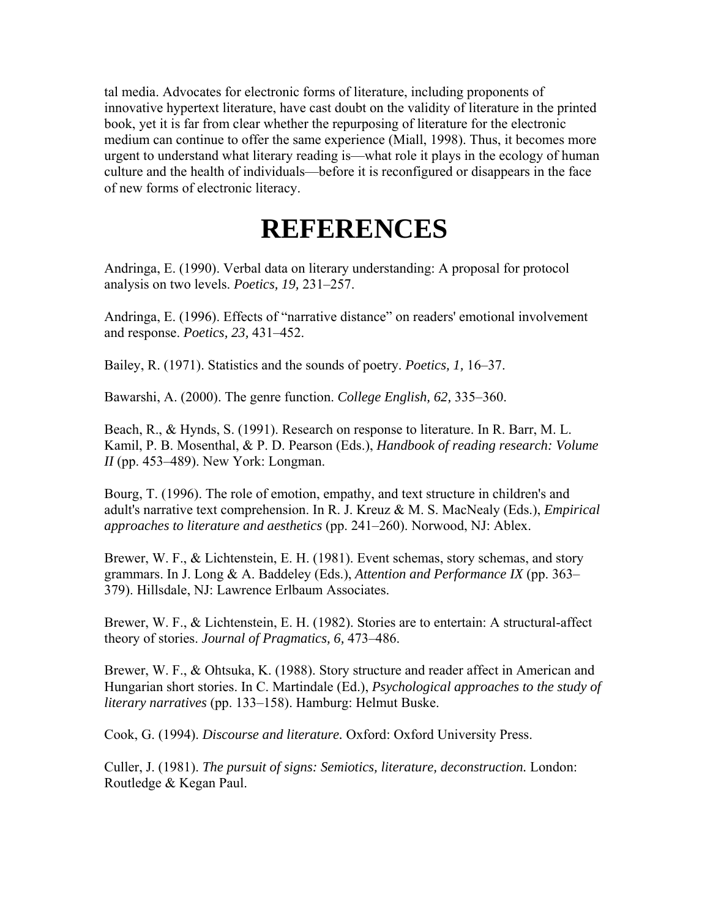tal media. Advocates for electronic forms of literature, including proponents of innovative hypertext literature, have cast doubt on the validity of literature in the printed book, yet it is far from clear whether the repurposing of literature for the electronic medium can continue to offer the same experience (Miall, 1998). Thus, it becomes more urgent to understand what literary reading is—what role it plays in the ecology of human culture and the health of individuals—before it is reconfigured or disappears in the face of new forms of electronic literacy.

# REFERENCES

Andringa, E. (1990). Verbal data on literary understanding: A proposal for protocol analysis on two levels. *Poetics, 19,* 231–257.

Andringa, E. (1996). Effects of "narrative distance" on readers' emotional involvement and response. *Poetics, 23,* 431–452.

Bailey, R. (1971). Statistics and the sounds of poetry. *Poetics, 1,* 16–37.

Bawarshi, A. (2000). The genre function. *College English, 62,* 335–360.

Beach, R., & Hynds, S. (1991). Research on response to literature. In R. Barr, M. L. Kamil, P. B. Mosenthal, & P. D. Pearson (Eds.), *Handbook of reading research: Volume II* (pp. 453–489). New York: Longman.

Bourg, T. (1996). The role of emotion, empathy, and text structure in children's and adult's narrative text comprehension. In R. J. Kreuz & M. S. MacNealy (Eds.), *Empirical approaches to literature and aesthetics* (pp. 241–260). Norwood, NJ: Ablex.

Brewer, W. F., & Lichtenstein, E. H. (1981). Event schemas, story schemas, and story grammars. In J. Long & A. Baddeley (Eds.), *Attention and Performance IX* (pp. 363–379). Hillsdale, NJ: Lawrence Erlbaum Associates.

Brewer, W. F., & Lichtenstein, E. H. (1982). Stories are to entertain: A structural-affect theory of stories. *Journal of Pragmatics, 6,* 473–486.

Brewer, W. F., & Ohtsuka, K. (1988). Story structure and reader affect in American and Hungarian short stories. In C. Martindale (Ed.), *Psychological approaches to the study of literary narratives* (pp. 133–158). Hamburg: Helmut Buske.

Cook, G. (1994). *Discourse and literature.* Oxford: Oxford University Press.

Culler, J. (1981). *The pursuit of signs: Semiotics, literature, deconstruction.* London: Routledge & Kegan Paul.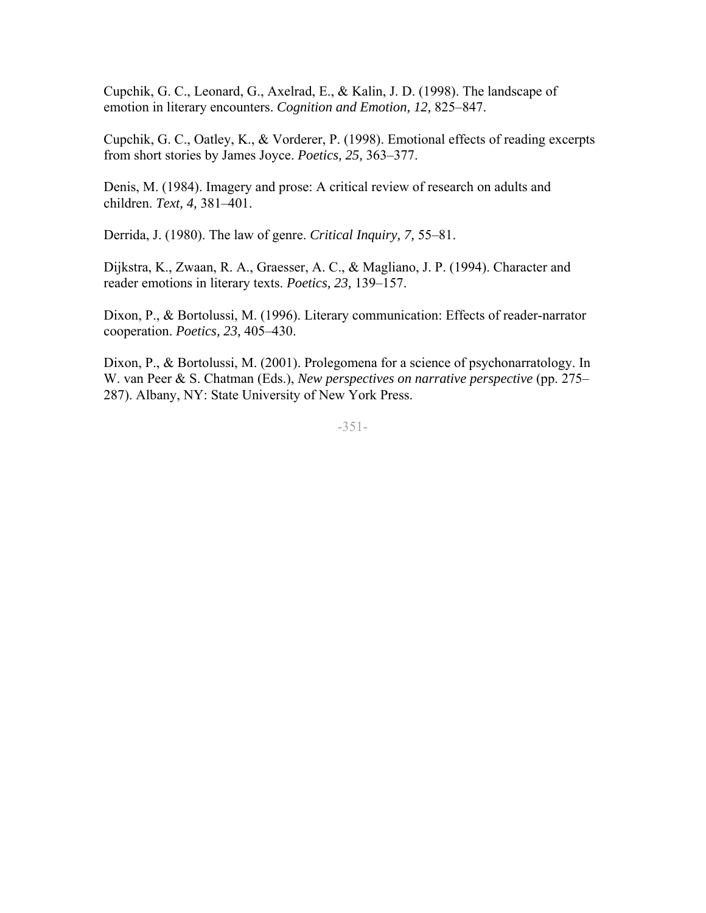Cupchik, G. C., Leonard, G., Axelrad, E., & Kalin, J. D. (1998). The landscape of emotion in literary encounters. *Cognition and Emotion, 12,* 825–847.

Cupchik, G. C., Oatley, K., & Vorderer, P. (1998). Emotional effects of reading excerpts from short stories by James Joyce. *Poetics, 25,* 363–377.

Denis, M. (1984). Imagery and prose: A critical review of research on adults and children. *Text, 4,* 381–401.

Derrida, J. (1980). The law of genre. *Critical Inquiry, 7,* 55–81.

Dijkstra, K., Zwaan, R. A., Graesser, A. C., & Magliano, J. P. (1994). Character and reader emotions in literary texts. *Poetics, 23,* 139–157.

Dixon, P., & Bortolussi, M. (1996). Literary communication: Effects of reader-narrator cooperation. *Poetics, 23,* 405–430.

Dixon, P., & Bortolussi, M. (2001). Prolegomena for a science of psychonarratology. In W. van Peer & S. Chatman (Eds.), *New perspectives on narrative perspective* (pp. 275–287). Albany, NY: State University of New York Press.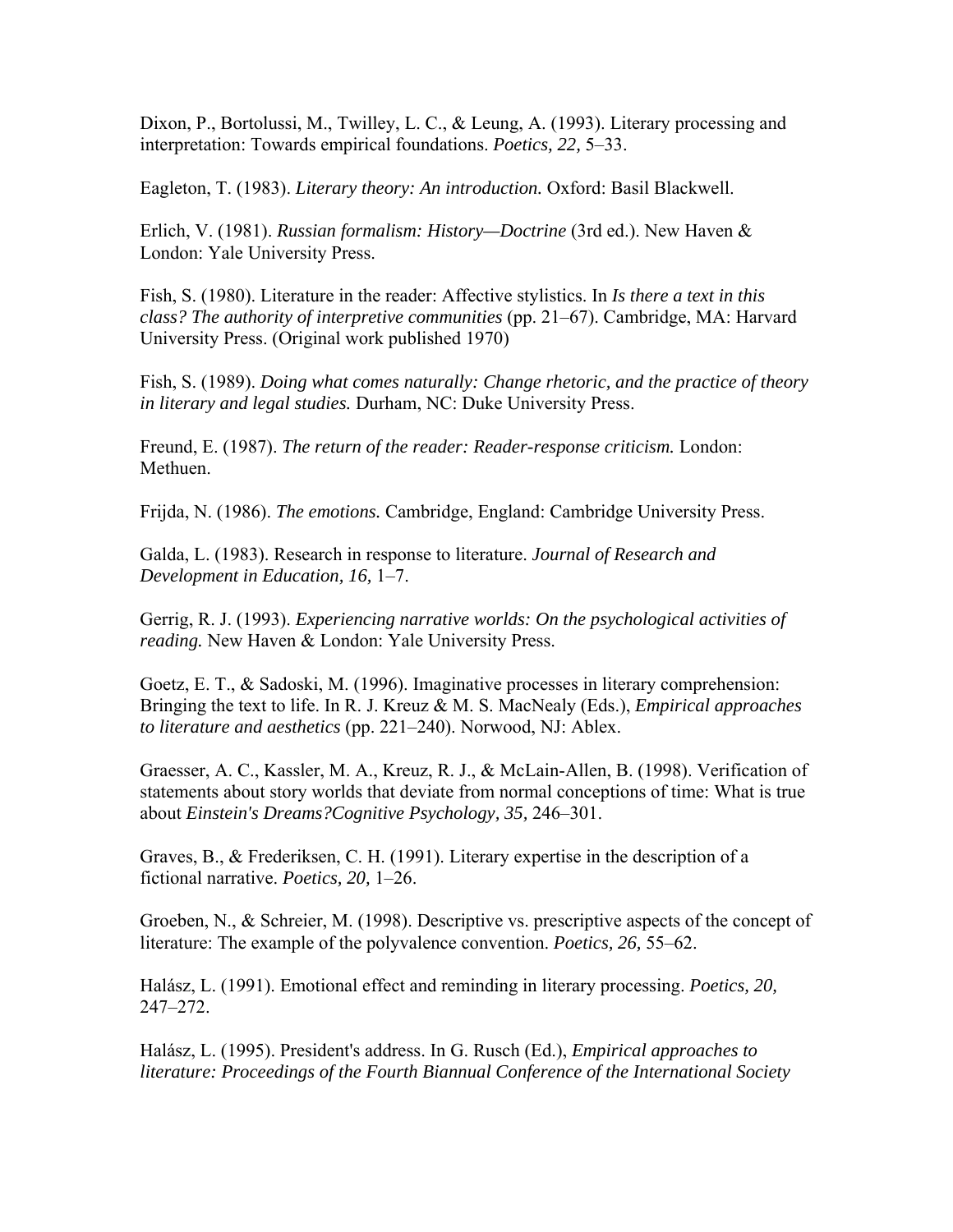Dixon, P., Bortolussi, M., Twilley, L. C., & Leung, A. (1993). Literary processing and interpretation: Towards empirical foundations. *Poetics, 22,* 5–33.

Eagleton, T. (1983). *Literary theory: An introduction.* Oxford: Basil Blackwell.

Erlich, V. (1981). *Russian formalism: History—Doctrine* (3rd ed.). New Haven & London: Yale University Press.

Fish, S. (1980). Literature in the reader: Affective stylistics. In *Is there a text in this class? The authority of interpretive communities* (pp. 21–67). Cambridge, MA: Harvard University Press. (Original work published 1970)

Fish, S. (1989). *Doing what comes naturally: Change rhetoric, and the practice of theory in literary and legal studies.* Durham, NC: Duke University Press.

Freund, E. (1987). *The return of the reader: Reader-response criticism.* London: Methuen.

Frijda, N. (1986). *The emotions.* Cambridge, England: Cambridge University Press.

Galda, L. (1983). Research in response to literature. *Journal of Research and Development in Education, 16,* 1–7.

Gerrig, R. J. (1993). *Experiencing narrative worlds: On the psychological activities of reading.* New Haven & London: Yale University Press.

Goetz, E. T., & Sadoski, M. (1996). Imaginative processes in literary comprehension: Bringing the text to life. In R. J. Kreuz & M. S. MacNealy (Eds.), *Empirical approaches to literature and aesthetics* (pp. 221–240). Norwood, NJ: Ablex.

Graesser, A. C., Kassler, M. A., Kreuz, R. J., & McLain-Allen, B. (1998). Verification of statements about story worlds that deviate from normal conceptions of time: What is true about *Einstein's Dreams?Cognitive Psychology, 35,* 246–301.

Graves, B., & Frederiksen, C. H. (1991). Literary expertise in the description of a fictional narrative. *Poetics, 20,* 1–26.

Groeben, N., & Schreier, M. (1998). Descriptive vs. prescriptive aspects of the concept of literature: The example of the polyvalence convention. *Poetics, 26,* 55–62.

Halász, L. (1991). Emotional effect and reminding in literary processing. *Poetics, 20,* 247–272.

Halász, L. (1995). President's address. In G. Rusch (Ed.), *Empirical approaches to literature: Proceedings of the Fourth Biannual Conference of the International Society*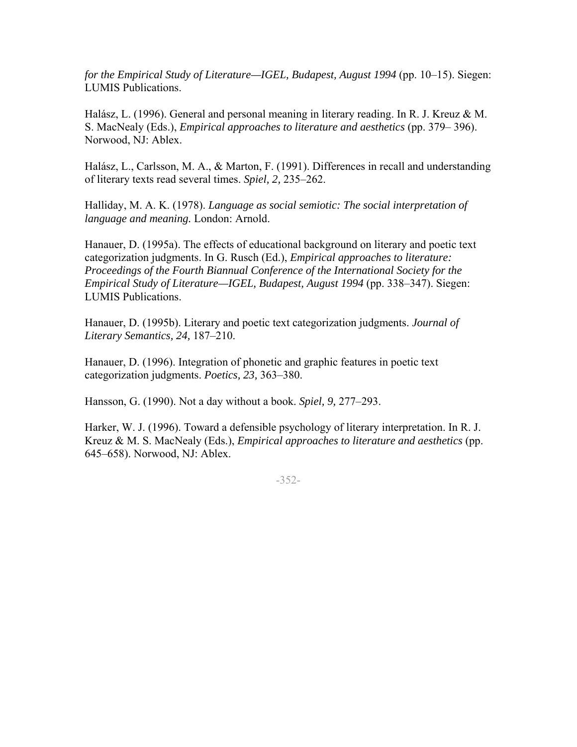*for the Empirical Study of Literature—IGEL, Budapest, August 1994* (pp. 10–15). Siegen: LUMIS Publications.

Halász, L. (1996). General and personal meaning in literary reading. In R. J. Kreuz & M. S. MacNealy (Eds.), *Empirical approaches to literature and aesthetics* (pp. 379– 396). Norwood, NJ: Ablex.

Halász, L., Carlsson, M. A., & Marton, F. (1991). Differences in recall and understanding of literary texts read several times. *Spiel, 2,* 235–262.

Halliday, M. A. K. (1978). *Language as social semiotic: The social interpretation of language and meaning.* London: Arnold.

Hanauer, D. (1995a). The effects of educational background on literary and poetic text categorization judgments. In G. Rusch (Ed.), *Empirical approaches to literature: Proceedings of the Fourth Biannual Conference of the International Society for the Empirical Study of Literature—IGEL, Budapest, August 1994* (pp. 338–347). Siegen: LUMIS Publications.

Hanauer, D. (1995b). Literary and poetic text categorization judgments. *Journal of Literary Semantics, 24,* 187–210.

Hanauer, D. (1996). Integration of phonetic and graphic features in poetic text categorization judgments. *Poetics, 23,* 363–380.

Hansson, G. (1990). Not a day without a book. *Spiel, 9,* 277–293.

Harker, W. J. (1996). Toward a defensible psychology of literary interpretation. In R. J. Kreuz & M. S. MacNealy (Eds.), *Empirical approaches to literature and aesthetics* (pp. 645–658). Norwood, NJ: Ablex.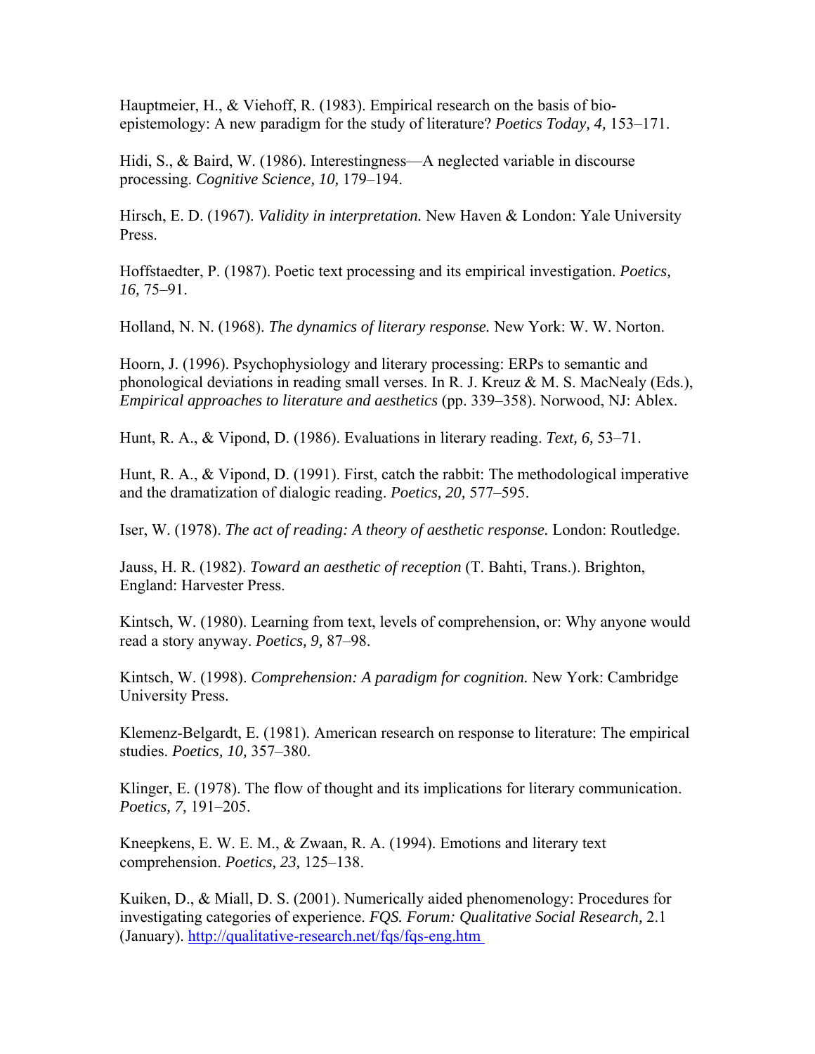Hauptmeier, H., & Viehoff, R. (1983). Empirical research on the basis of bio-epistemology: A new paradigm for the study of literature? *Poetics Today, 4,* 153–171.

Hidi, S., & Baird, W. (1986). Interestingness—A neglected variable in discourse processing. *Cognitive Science, 10,* 179–194.

Hirsch, E. D. (1967). *Validity in interpretation.* New Haven & London: Yale University Press.

Hoffstaedter, P. (1987). Poetic text processing and its empirical investigation. *Poetics, 16,* 75–91.

Holland, N. N. (1968). *The dynamics of literary response.* New York: W. W. Norton.

Hoorn, J. (1996). Psychophysiology and literary processing: ERPs to semantic and phonological deviations in reading small verses. In R. J. Kreuz & M. S. MacNealy (Eds.), *Empirical approaches to literature and aesthetics* (pp. 339–358). Norwood, NJ: Ablex.

Hunt, R. A., & Vipond, D. (1986). Evaluations in literary reading. *Text, 6,* 53–71.

Hunt, R. A., & Vipond, D. (1991). First, catch the rabbit: The methodological imperative and the dramatization of dialogic reading. *Poetics, 20,* 577–595.

Iser, W. (1978). *The act of reading: A theory of aesthetic response.* London: Routledge.

Jauss, H. R. (1982). *Toward an aesthetic of reception* (T. Bahti, Trans.). Brighton, England: Harvester Press.

Kintsch, W. (1980). Learning from text, levels of comprehension, or: Why anyone would read a story anyway. *Poetics, 9,* 87–98.

Kintsch, W. (1998). *Comprehension: A paradigm for cognition.* New York: Cambridge University Press.

Klemenz-Belgardt, E. (1981). American research on response to literature: The empirical studies. *Poetics, 10,* 357–380.

Klinger, E. (1978). The flow of thought and its implications for literary communication. *Poetics, 7,* 191–205.

Kneepkens, E. W. E. M., & Zwaan, R. A. (1994). Emotions and literary text comprehension. *Poetics, 23,* 125–138.

Kuiken, D., & Miall, D. S. (2001). Numerically aided phenomenology: Procedures for investigating categories of experience. *FQS. Forum: Qualitative Social Research,* 2.1 (January). http://qualitative-research.net/fqs/fqs-eng.htm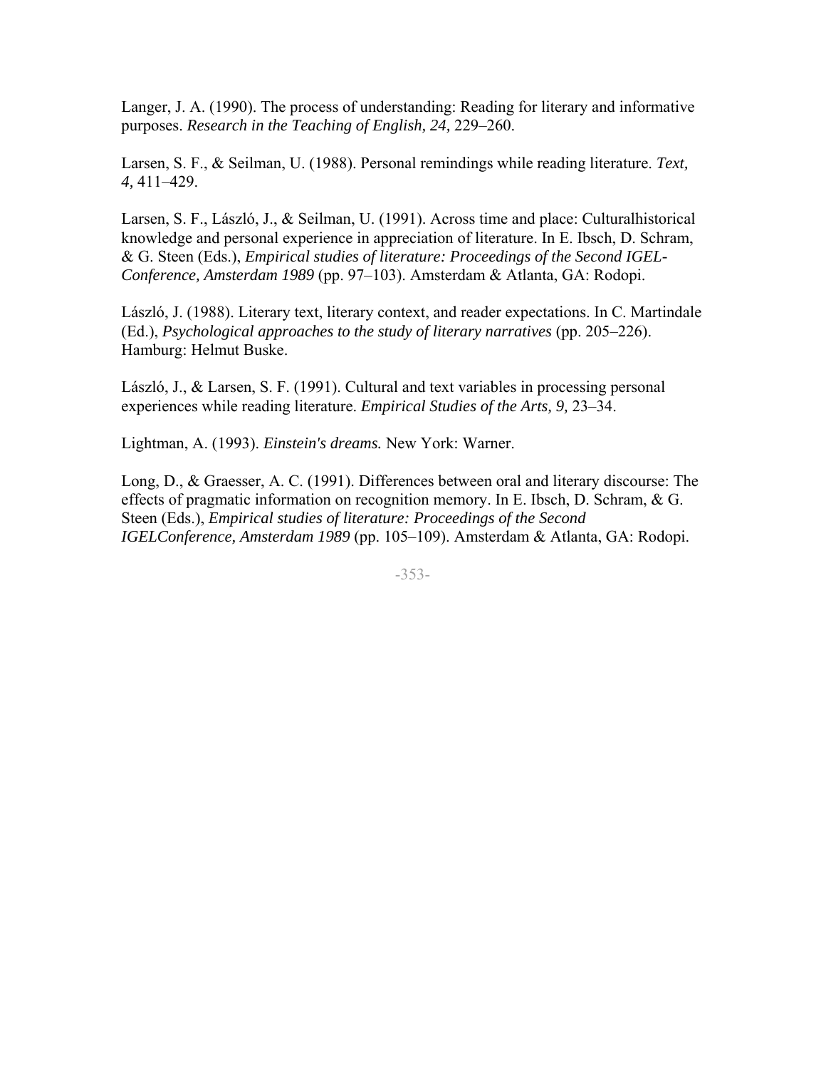Langer, J. A. (1990). The process of understanding: Reading for literary and informative purposes. *Research in the Teaching of English, 24,* 229–260.

Larsen, S. F., & Seilman, U. (1988). Personal remindings while reading literature. *Text, 4,* 411–429.

Larsen, S. F., László, J., & Seilman, U. (1991). Across time and place: Culturalhistorical knowledge and personal experience in appreciation of literature. In E. Ibsch, D. Schram, & G. Steen (Eds.), *Empirical studies of literature: Proceedings of the Second IGEL-Conference, Amsterdam 1989* (pp. 97–103). Amsterdam & Atlanta, GA: Rodopi.

László, J. (1988). Literary text, literary context, and reader expectations. In C. Martindale (Ed.), *Psychological approaches to the study of literary narratives* (pp. 205–226). Hamburg: Helmut Buske.

László, J., & Larsen, S. F. (1991). Cultural and text variables in processing personal experiences while reading literature. *Empirical Studies of the Arts, 9,* 23–34.

Lightman, A. (1993). *Einstein's dreams.* New York: Warner.

Long, D., & Graesser, A. C. (1991). Differences between oral and literary discourse: The effects of pragmatic information on recognition memory. In E. Ibsch, D. Schram, & G. Steen (Eds.), *Empirical studies of literature: Proceedings of the Second IGELConference, Amsterdam 1989* (pp. 105–109). Amsterdam & Atlanta, GA: Rodopi.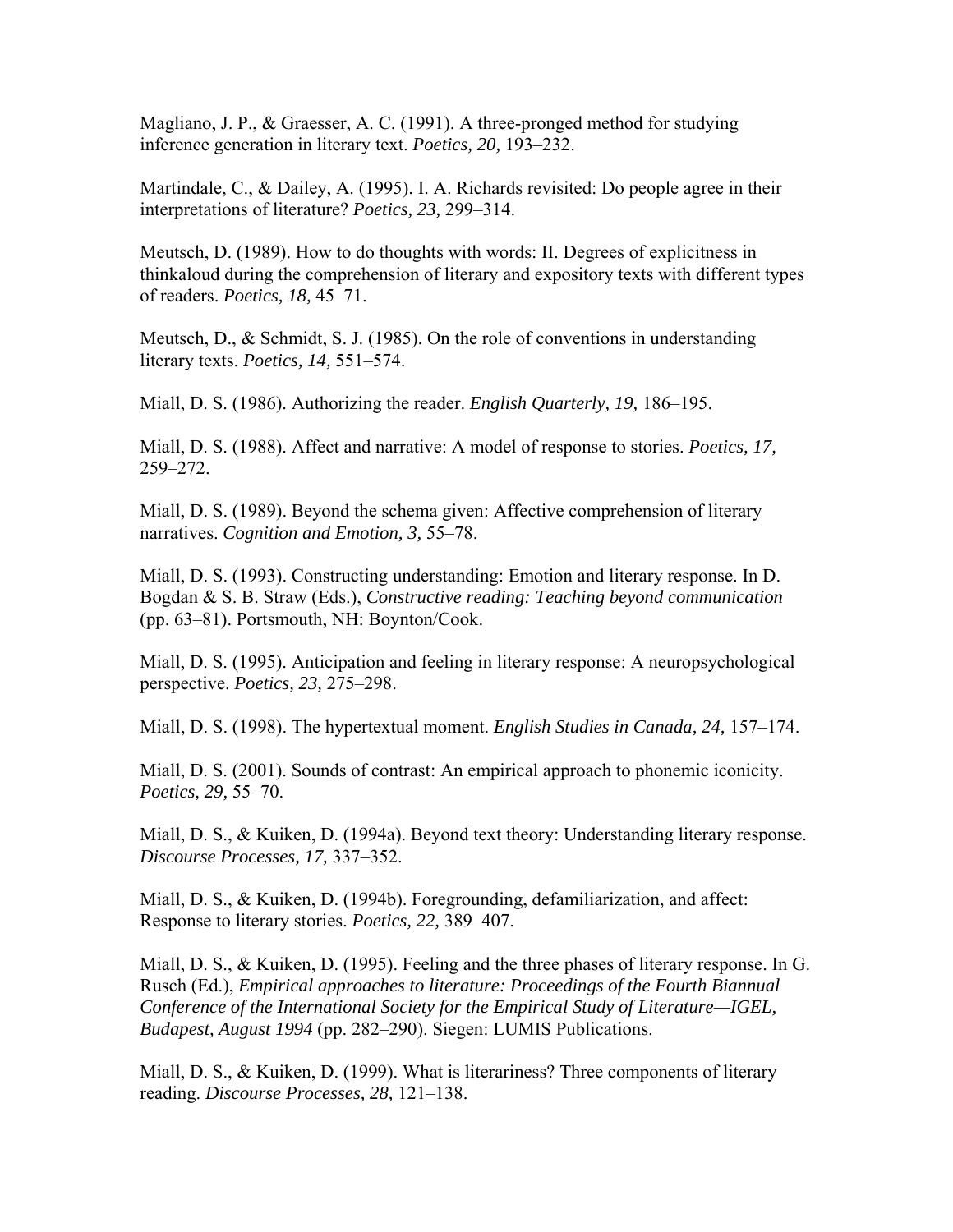Magliano, J. P., & Graesser, A. C. (1991). A three-pronged method for studying inference generation in literary text. *Poetics, 20,* 193–232.

Martindale, C., & Dailey, A. (1995). I. A. Richards revisited: Do people agree in their interpretations of literature? *Poetics, 23,* 299–314.

Meutsch, D. (1989). How to do thoughts with words: II. Degrees of explicitness in thinkaloud during the comprehension of literary and expository texts with different types of readers. *Poetics, 18,* 45–71.

Meutsch, D., & Schmidt, S. J. (1985). On the role of conventions in understanding literary texts. *Poetics, 14,* 551–574.

Miall, D. S. (1986). Authorizing the reader. *English Quarterly, 19,* 186–195.

Miall, D. S. (1988). Affect and narrative: A model of response to stories. *Poetics, 17,* 259–272.

Miall, D. S. (1989). Beyond the schema given: Affective comprehension of literary narratives. *Cognition and Emotion, 3,* 55–78.

Miall, D. S. (1993). Constructing understanding: Emotion and literary response. In D. Bogdan & S. B. Straw (Eds.), *Constructive reading: Teaching beyond communication* (pp. 63–81). Portsmouth, NH: Boynton/Cook.

Miall, D. S. (1995). Anticipation and feeling in literary response: A neuropsychological perspective. *Poetics, 23,* 275–298.

Miall, D. S. (1998). The hypertextual moment. *English Studies in Canada, 24,* 157–174.

Miall, D. S. (2001). Sounds of contrast: An empirical approach to phonemic iconicity. *Poetics, 29,* 55–70.

Miall, D. S., & Kuiken, D. (1994a). Beyond text theory: Understanding literary response. *Discourse Processes, 17,* 337–352.

Miall, D. S., & Kuiken, D. (1994b). Foregrounding, defamiliarization, and affect: Response to literary stories. *Poetics, 22,* 389–407.

Miall, D. S., & Kuiken, D. (1995). Feeling and the three phases of literary response. In G. Rusch (Ed.), *Empirical approaches to literature: Proceedings of the Fourth Biannual Conference of the International Society for the Empirical Study of Literature—IGEL, Budapest, August 1994* (pp. 282–290). Siegen: LUMIS Publications.

Miall, D. S., & Kuiken, D. (1999). What is literariness? Three components of literary reading. *Discourse Processes, 28,* 121–138.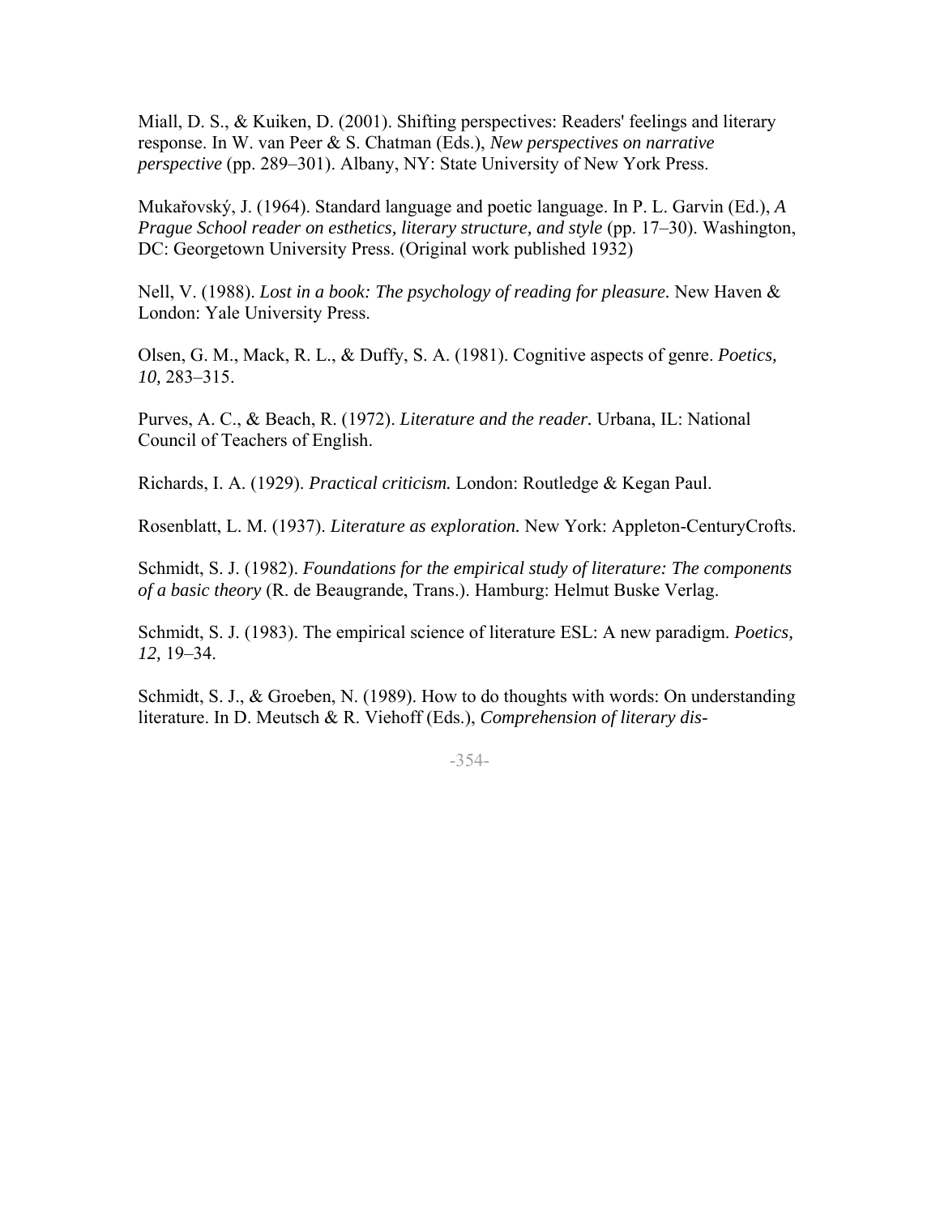Miall, D. S., & Kuiken, D. (2001). Shifting perspectives: Readers' feelings and literary response. In W. van Peer & S. Chatman (Eds.), *New perspectives on narrative perspective* (pp. 289–301). Albany, NY: State University of New York Press.

Mukařovský, J. (1964). Standard language and poetic language. In P. L. Garvin (Ed.), *A Prague School reader on esthetics, literary structure, and style* (pp. 17–30). Washington, DC: Georgetown University Press. (Original work published 1932)

Nell, V. (1988). *Lost in a book: The psychology of reading for pleasure.* New Haven & London: Yale University Press.

Olsen, G. M., Mack, R. L., & Duffy, S. A. (1981). Cognitive aspects of genre. *Poetics, 10,* 283–315.

Purves, A. C., & Beach, R. (1972). *Literature and the reader.* Urbana, IL: National Council of Teachers of English.

Richards, I. A. (1929). *Practical criticism.* London: Routledge & Kegan Paul.

Rosenblatt, L. M. (1937). *Literature as exploration.* New York: Appleton-CenturyCrofts.

Schmidt, S. J. (1982). *Foundations for the empirical study of literature: The components of a basic theory* (R. de Beaugrande, Trans.). Hamburg: Helmut Buske Verlag.

Schmidt, S. J. (1983). The empirical science of literature ESL: A new paradigm. *Poetics, 12,* 19–34.

Schmidt, S. J., & Groeben, N. (1989). How to do thoughts with words: On understanding literature. In D. Meutsch & R. Viehoff (Eds.), *Comprehension of literary dis-*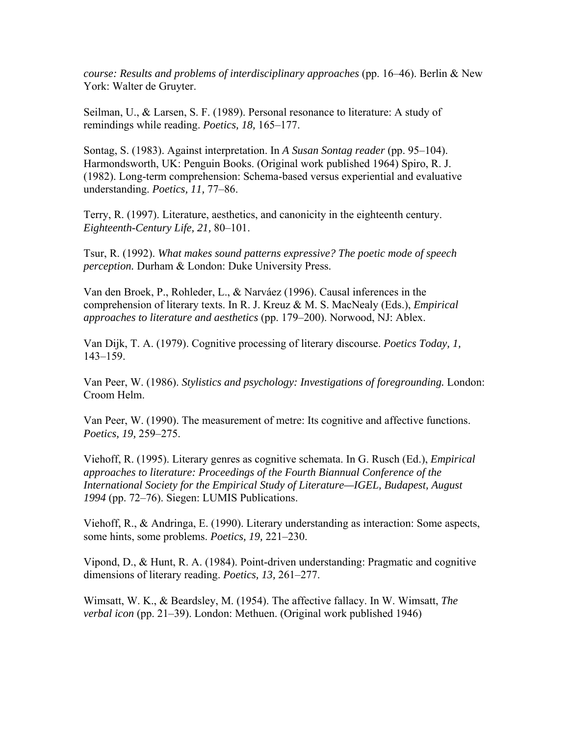*course: Results and problems of interdisciplinary approaches* (pp. 16–46). Berlin & New York: Walter de Gruyter.

Seilman, U., & Larsen, S. F. (1989). Personal resonance to literature: A study of remindings while reading. *Poetics, 18,* 165–177.

Sontag, S. (1983). Against interpretation. In *A Susan Sontag reader* (pp. 95–104). Harmondsworth, UK: Penguin Books. (Original work published 1964) Spiro, R. J. (1982). Long-term comprehension: Schema-based versus experiential and evaluative understanding. *Poetics, 11,* 77–86.

Terry, R. (1997). Literature, aesthetics, and canonicity in the eighteenth century. *Eighteenth-Century Life, 21,* 80–101.

Tsur, R. (1992). *What makes sound patterns expressive? The poetic mode of speech perception.* Durham & London: Duke University Press.

Van den Broek, P., Rohleder, L., & Narváez (1996). Causal inferences in the comprehension of literary texts. In R. J. Kreuz & M. S. MacNealy (Eds.), *Empirical approaches to literature and aesthetics* (pp. 179–200). Norwood, NJ: Ablex.

Van Dijk, T. A. (1979). Cognitive processing of literary discourse. *Poetics Today, 1,* 143–159.

Van Peer, W. (1986). *Stylistics and psychology: Investigations of foregrounding.* London: Croom Helm.

Van Peer, W. (1990). The measurement of metre: Its cognitive and affective functions. *Poetics, 19,* 259–275.

Viehoff, R. (1995). Literary genres as cognitive schemata. In G. Rusch (Ed.), *Empirical approaches to literature: Proceedings of the Fourth Biannual Conference of the International Society for the Empirical Study of Literature—IGEL, Budapest, August 1994* (pp. 72–76). Siegen: LUMIS Publications.

Viehoff, R., & Andringa, E. (1990). Literary understanding as interaction: Some aspects, some hints, some problems. *Poetics, 19,* 221–230.

Vipond, D., & Hunt, R. A. (1984). Point-driven understanding: Pragmatic and cognitive dimensions of literary reading. *Poetics, 13,* 261–277.

Wimsatt, W. K., & Beardsley, M. (1954). The affective fallacy. In W. Wimsatt, *The verbal icon* (pp. 21–39). London: Methuen. (Original work published 1946)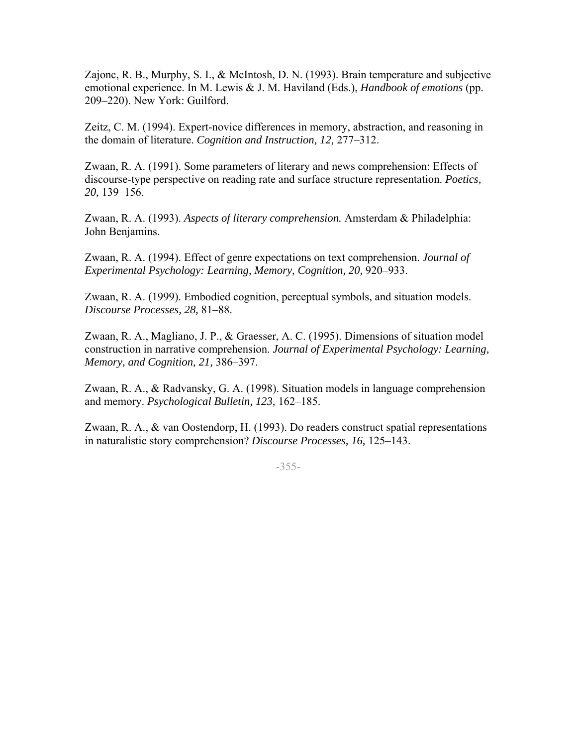Zajonc, R. B., Murphy, S. I., & McIntosh, D. N. (1993). Brain temperature and subjective emotional experience. In M. Lewis & J. M. Haviland (Eds.), *Handbook of emotions* (pp. 209–220). New York: Guilford.

Zeitz, C. M. (1994). Expert-novice differences in memory, abstraction, and reasoning in the domain of literature. *Cognition and Instruction, 12,* 277–312.

Zwaan, R. A. (1991). Some parameters of literary and news comprehension: Effects of discourse-type perspective on reading rate and surface structure representation. *Poetics, 20,* 139–156.

Zwaan, R. A. (1993). *Aspects of literary comprehension.* Amsterdam & Philadelphia: John Benjamins.

Zwaan, R. A. (1994). Effect of genre expectations on text comprehension. *Journal of Experimental Psychology: Learning, Memory, Cognition, 20,* 920–933.

Zwaan, R. A. (1999). Embodied cognition, perceptual symbols, and situation models. *Discourse Processes, 28,* 81–88.

Zwaan, R. A., Magliano, J. P., & Graesser, A. C. (1995). Dimensions of situation model construction in narrative comprehension. *Journal of Experimental Psychology: Learning, Memory, and Cognition, 21,* 386–397.

Zwaan, R. A., & Radvansky, G. A. (1998). Situation models in language comprehension and memory. *Psychological Bulletin, 123,* 162–185.

Zwaan, R. A., & van Oostendorp, H. (1993). Do readers construct spatial representations in naturalistic story comprehension? *Discourse Processes, 16,* 125–143.